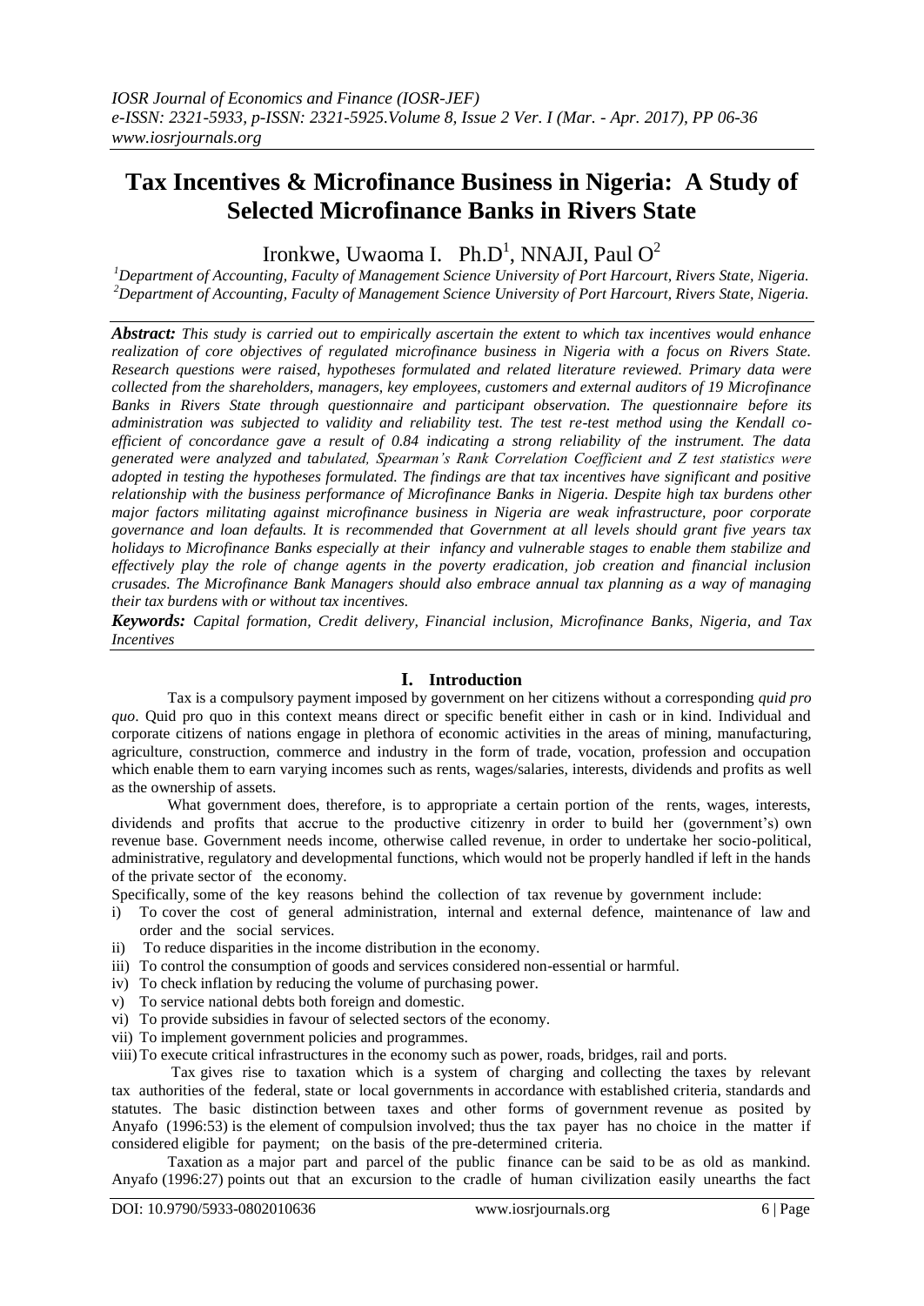# Tax Incentives & Microfinance Business in Nigeria: A Study of Selected Microfinance Banks in Rivers State

Ironkwe, Uwaoma I. Ph.D[1], NNAJI, Paul O[2]

[1]Department of Accounting, Faculty of Management Science University of Port Harcourt, Rivers State, Nigeria.
[2]Department of Accounting, Faculty of Management Science University of Port Harcourt, Rivers State, Nigeria.

***Abstract:*** *This study is carried out to empirically ascertain the extent to which tax incentives would enhance realization of core objectives of regulated microfinance business in Nigeria with a focus on Rivers State. Research questions were raised, hypotheses formulated and related literature reviewed. Primary data were collected from the shareholders, managers, key employees, customers and external auditors of 19 Microfinance Banks in Rivers State through questionnaire and participant observation. The questionnaire before its administration was subjected to validity and reliability test. The test re-test method using the Kendall co-efficient of concordance gave a result of 0.84 indicating a strong reliability of the instrument. The data generated were analyzed and tabulated, Spearman's Rank Correlation Coefficient and Z test statistics were adopted in testing the hypotheses formulated. The findings are that tax incentives have significant and positive relationship with the business performance of Microfinance Banks in Nigeria. Despite high tax burdens other major factors militating against microfinance business in Nigeria are weak infrastructure, poor corporate governance and loan defaults. It is recommended that Government at all levels should grant five years tax holidays to Microfinance Banks especially at their infancy and vulnerable stages to enable them stabilize and effectively play the role of change agents in the poverty eradication, job creation and financial inclusion crusades. The Microfinance Bank Managers should also embrace annual tax planning as a way of managing their tax burdens with or without tax incentives.*

***Keywords:*** *Capital formation, Credit delivery, Financial inclusion, Microfinance Banks, Nigeria, and Tax Incentives*

## I. Introduction

Tax is a compulsory payment imposed by government on her citizens without a corresponding *quid pro quo*. Quid pro quo in this context means direct or specific benefit either in cash or in kind. Individual and corporate citizens of nations engage in plethora of economic activities in the areas of mining, manufacturing, agriculture, construction, commerce and industry in the form of trade, vocation, profession and occupation which enable them to earn varying incomes such as rents, wages/salaries, interests, dividends and profits as well as the ownership of assets.

What government does, therefore, is to appropriate a certain portion of the rents, wages, interests, dividends and profits that accrue to the productive citizenry in order to build her (government's) own revenue base. Government needs income, otherwise called revenue, in order to undertake her socio-political, administrative, regulatory and developmental functions, which would not be properly handled if left in the hands of the private sector of the economy.

Specifically, some of the key reasons behind the collection of tax revenue by government include:

i) To cover the cost of general administration, internal and external defence, maintenance of law and order and the social services.
ii) To reduce disparities in the income distribution in the economy.
iii) To control the consumption of goods and services considered non-essential or harmful.
iv) To check inflation by reducing the volume of purchasing power.
v) To service national debts both foreign and domestic.
vi) To provide subsidies in favour of selected sectors of the economy.
vii) To implement government policies and programmes.
viii) To execute critical infrastructures in the economy such as power, roads, bridges, rail and ports.

Tax gives rise to taxation which is a system of charging and collecting the taxes by relevant tax authorities of the federal, state or local governments in accordance with established criteria, standards and statutes. The basic distinction between taxes and other forms of government revenue as posited by Anyafo (1996:53) is the element of compulsion involved; thus the tax payer has no choice in the matter if considered eligible for payment; on the basis of the pre-determined criteria.

Taxation as a major part and parcel of the public finance can be said to be as old as mankind. Anyafo (1996:27) points out that an excursion to the cradle of human civilization easily unearths the fact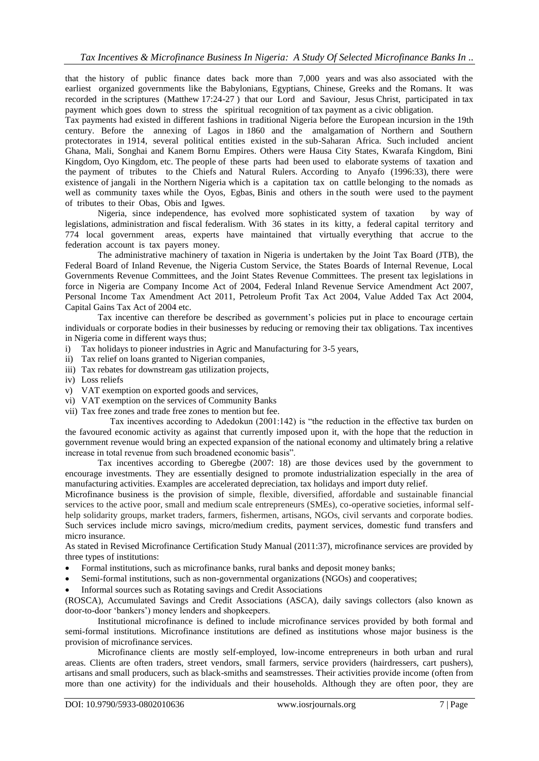that the history of public finance dates back more than 7,000 years and was also associated with the earliest organized governments like the Babylonians, Egyptians, Chinese, Greeks and the Romans. It was recorded in the scriptures (Matthew 17:24-27 ) that our Lord and Saviour, Jesus Christ, participated in tax payment which goes down to stress the spiritual recognition of tax payment as a civic obligation.

Tax payments had existed in different fashions in traditional Nigeria before the European incursion in the 19th century. Before the annexing of Lagos in 1860 and the amalgamation of Northern and Southern protectorates in 1914, several political entities existed in the sub-Saharan Africa. Such included ancient Ghana, Mali, Songhai and Kanem Bornu Empires. Others were Hausa City States, Kwarafa Kingdom, Bini Kingdom, Oyo Kingdom, etc. The people of these parts had been used to elaborate systems of taxation and the payment of tributes to the Chiefs and Natural Rulers. According to Anyafo (1996:33), there were existence of jangali in the Northern Nigeria which is a capitation tax on catttle belonging to the nomads as well as community taxes while the Oyos, Egbas, Binis and others in the south were used to the payment of tributes to their Obas, Obis and Igwes.

Nigeria, since independence, has evolved more sophisticated system of taxation by way of legislations, administration and fiscal federalism. With 36 states in its kitty, a federal capital territory and 774 local government areas, experts have maintained that virtually everything that accrue to the federation account is tax payers money.

The administrative machinery of taxation in Nigeria is undertaken by the Joint Tax Board (JTB), the Federal Board of Inland Revenue, the Nigeria Custom Service, the States Boards of Internal Revenue, Local Governments Revenue Committees, and the Joint States Revenue Committees. The present tax legislations in force in Nigeria are Company Income Act of 2004, Federal Inland Revenue Service Amendment Act 2007, Personal Income Tax Amendment Act 2011, Petroleum Profit Tax Act 2004, Value Added Tax Act 2004, Capital Gains Tax Act of 2004 etc.

Tax incentive can therefore be described as government's policies put in place to encourage certain individuals or corporate bodies in their businesses by reducing or removing their tax obligations. Tax incentives in Nigeria come in different ways thus;

i) Tax holidays to pioneer industries in Agric and Manufacturing for 3-5 years,
ii) Tax relief on loans granted to Nigerian companies,
iii) Tax rebates for downstream gas utilization projects,
iv) Loss reliefs
v) VAT exemption on exported goods and services,
vi) VAT exemption on the services of Community Banks
vii) Tax free zones and trade free zones to mention but fee.

Tax incentives according to Adedokun (2001:142) is "the reduction in the effective tax burden on the favoured economic activity as against that currently imposed upon it, with the hope that the reduction in government revenue would bring an expected expansion of the national economy and ultimately bring a relative increase in total revenue from such broadened economic basis".

Tax incentives according to Gberegbe (2007: 18) are those devices used by the government to encourage investments. They are essentially designed to promote industrialization especially in the area of manufacturing activities. Examples are accelerated depreciation, tax holidays and import duty relief.

Microfinance business is the provision of simple, flexible, diversified, affordable and sustainable financial services to the active poor, small and medium scale entrepreneurs (SMEs), co-operative societies, informal self-help solidarity groups, market traders, farmers, fishermen, artisans, NGOs, civil servants and corporate bodies. Such services include micro savings, micro/medium credits, payment services, domestic fund transfers and micro insurance.

As stated in Revised Microfinance Certification Study Manual (2011:37), microfinance services are provided by three types of institutions:

- Formal institutions, such as microfinance banks, rural banks and deposit money banks;
- Semi-formal institutions, such as non-governmental organizations (NGOs) and cooperatives;
- Informal sources such as Rotating savings and Credit Associations

(ROSCA), Accumulated Savings and Credit Associations (ASCA), daily savings collectors (also known as door-to-door 'bankers') money lenders and shopkeepers.

Institutional microfinance is defined to include microfinance services provided by both formal and semi-formal institutions. Microfinance institutions are defined as institutions whose major business is the provision of microfinance services.

Microfinance clients are mostly self-employed, low-income entrepreneurs in both urban and rural areas. Clients are often traders, street vendors, small farmers, service providers (hairdressers, cart pushers), artisans and small producers, such as black-smiths and seamstresses. Their activities provide income (often from more than one activity) for the individuals and their households. Although they are often poor, they are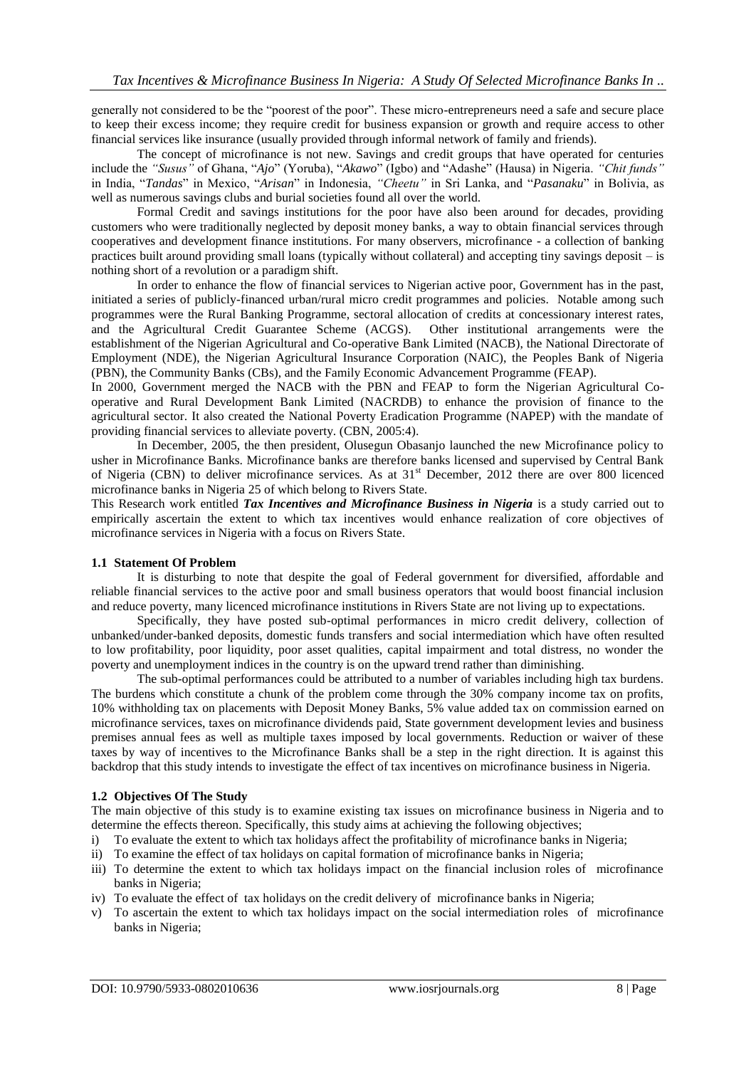generally not considered to be the "poorest of the poor". These micro-entrepreneurs need a safe and secure place to keep their excess income; they require credit for business expansion or growth and require access to other financial services like insurance (usually provided through informal network of family and friends).

The concept of microfinance is not new. Savings and credit groups that have operated for centuries include the *"Susus"* of Ghana, "*Ajo*" (Yoruba), "*Akawo*" (Igbo) and "Adashe" (Hausa) in Nigeria. *"Chit funds"* in India, "*Tandas*" in Mexico, "*Arisan*" in Indonesia, *"Cheetu"* in Sri Lanka, and "*Pasanaku*" in Bolivia, as well as numerous savings clubs and burial societies found all over the world.

Formal Credit and savings institutions for the poor have also been around for decades, providing customers who were traditionally neglected by deposit money banks, a way to obtain financial services through cooperatives and development finance institutions. For many observers, microfinance - a collection of banking practices built around providing small loans (typically without collateral) and accepting tiny savings deposit – is nothing short of a revolution or a paradigm shift.

In order to enhance the flow of financial services to Nigerian active poor, Government has in the past, initiated a series of publicly-financed urban/rural micro credit programmes and policies. Notable among such programmes were the Rural Banking Programme, sectoral allocation of credits at concessionary interest rates, and the Agricultural Credit Guarantee Scheme (ACGS). Other institutional arrangements were the establishment of the Nigerian Agricultural and Co-operative Bank Limited (NACB), the National Directorate of Employment (NDE), the Nigerian Agricultural Insurance Corporation (NAIC), the Peoples Bank of Nigeria (PBN), the Community Banks (CBs), and the Family Economic Advancement Programme (FEAP).

In 2000, Government merged the NACB with the PBN and FEAP to form the Nigerian Agricultural Co-operative and Rural Development Bank Limited (NACRDB) to enhance the provision of finance to the agricultural sector. It also created the National Poverty Eradication Programme (NAPEP) with the mandate of providing financial services to alleviate poverty. (CBN, 2005:4).

In December, 2005, the then president, Olusegun Obasanjo launched the new Microfinance policy to usher in Microfinance Banks. Microfinance banks are therefore banks licensed and supervised by Central Bank of Nigeria (CBN) to deliver microfinance services. As at 31st December, 2012 there are over 800 licenced microfinance banks in Nigeria 25 of which belong to Rivers State.

This Research work entitled ***Tax Incentives and Microfinance Business in Nigeria*** is a study carried out to empirically ascertain the extent to which tax incentives would enhance realization of core objectives of microfinance services in Nigeria with a focus on Rivers State.

### 1.1 Statement Of Problem

It is disturbing to note that despite the goal of Federal government for diversified, affordable and reliable financial services to the active poor and small business operators that would boost financial inclusion and reduce poverty, many licenced microfinance institutions in Rivers State are not living up to expectations.

Specifically, they have posted sub-optimal performances in micro credit delivery, collection of unbanked/under-banked deposits, domestic funds transfers and social intermediation which have often resulted to low profitability, poor liquidity, poor asset qualities, capital impairment and total distress, no wonder the poverty and unemployment indices in the country is on the upward trend rather than diminishing.

The sub-optimal performances could be attributed to a number of variables including high tax burdens. The burdens which constitute a chunk of the problem come through the 30% company income tax on profits, 10% withholding tax on placements with Deposit Money Banks, 5% value added tax on commission earned on microfinance services, taxes on microfinance dividends paid, State government development levies and business premises annual fees as well as multiple taxes imposed by local governments. Reduction or waiver of these taxes by way of incentives to the Microfinance Banks shall be a step in the right direction. It is against this backdrop that this study intends to investigate the effect of tax incentives on microfinance business in Nigeria.

### 1.2 Objectives Of The Study

The main objective of this study is to examine existing tax issues on microfinance business in Nigeria and to determine the effects thereon. Specifically, this study aims at achieving the following objectives;

i) To evaluate the extent to which tax holidays affect the profitability of microfinance banks in Nigeria;
ii) To examine the effect of tax holidays on capital formation of microfinance banks in Nigeria;
iii) To determine the extent to which tax holidays impact on the financial inclusion roles of microfinance banks in Nigeria;
iv) To evaluate the effect of tax holidays on the credit delivery of microfinance banks in Nigeria;
v) To ascertain the extent to which tax holidays impact on the social intermediation roles of microfinance banks in Nigeria;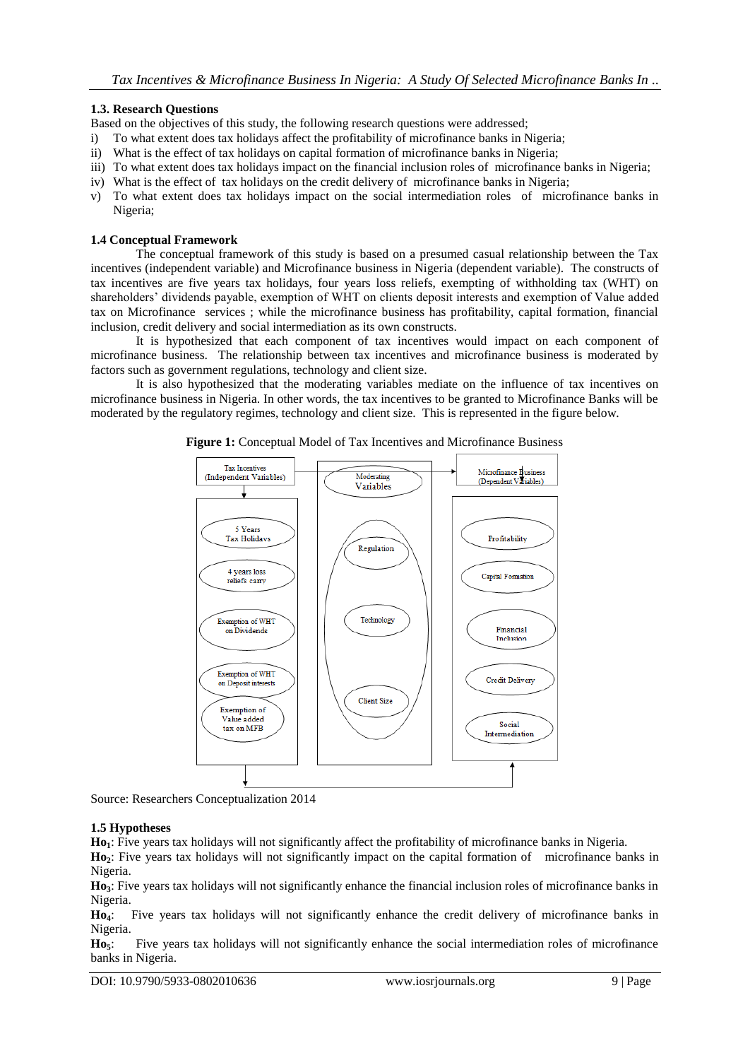### 1.3. Research Questions

Based on the objectives of this study, the following research questions were addressed;

i) To what extent does tax holidays affect the profitability of microfinance banks in Nigeria;
ii) What is the effect of tax holidays on capital formation of microfinance banks in Nigeria;
iii) To what extent does tax holidays impact on the financial inclusion roles of microfinance banks in Nigeria;
iv) What is the effect of tax holidays on the credit delivery of microfinance banks in Nigeria;
v) To what extent does tax holidays impact on the social intermediation roles of microfinance banks in Nigeria;

### 1.4 Conceptual Framework

The conceptual framework of this study is based on a presumed casual relationship between the Tax incentives (independent variable) and Microfinance business in Nigeria (dependent variable). The constructs of tax incentives are five years tax holidays, four years tax loss reliefs, exempting of withholding tax (WHT) on shareholders' dividends payable, exemption of WHT on clients deposit interests and exemption of Value added tax on Microfinance services ; while the microfinance business has profitability, capital formation, financial inclusion, credit delivery and social intermediation as its own constructs.

It is hypothesized that each component of tax incentives would impact on each component of microfinance business. The relationship between tax incentives and microfinance business is moderated by factors such as government regulations, technology and client size.

It is also hypothesized that the moderating variables mediate on the influence of tax incentives on microfinance business in Nigeria. In other words, the tax incentives to be granted to Microfinance Banks will be moderated by the regulatory regimes, technology and client size. This is represented in the figure below.

**Figure 1:** Conceptual Model of Tax Incentives and Microfinance Business

Tax Incentives (Independent Variables)

5 Years Tax Holidays

4 years loss reliefs carry

Exemption of WHT on Dividends

Exemption of WHT on Deposit interests

Exemption of Value added tax on MFB

Moderating Variables

Regulation

Technology

Client Size

Microfinance Business (Dependent Variables)

Profitability

Capital Formation

Financial Inclusion

Credit Delivery

Social Intermediation

Source: Researchers Conceptualization 2014

### 1.5 Hypotheses

**Ho1**: Five years tax holidays will not significantly affect the profitability of microfinance banks in Nigeria.

**Ho2**: Five years tax holidays will not significantly impact on the capital formation of microfinance banks in Nigeria.

**Ho3**: Five years tax holidays will not significantly enhance the financial inclusion roles of microfinance banks in Nigeria.

**Ho4**: Five years tax holidays will not significantly enhance the credit delivery of microfinance banks in Nigeria.

**Ho5**: Five years tax holidays will not significantly enhance the social intermediation roles of microfinance banks in Nigeria.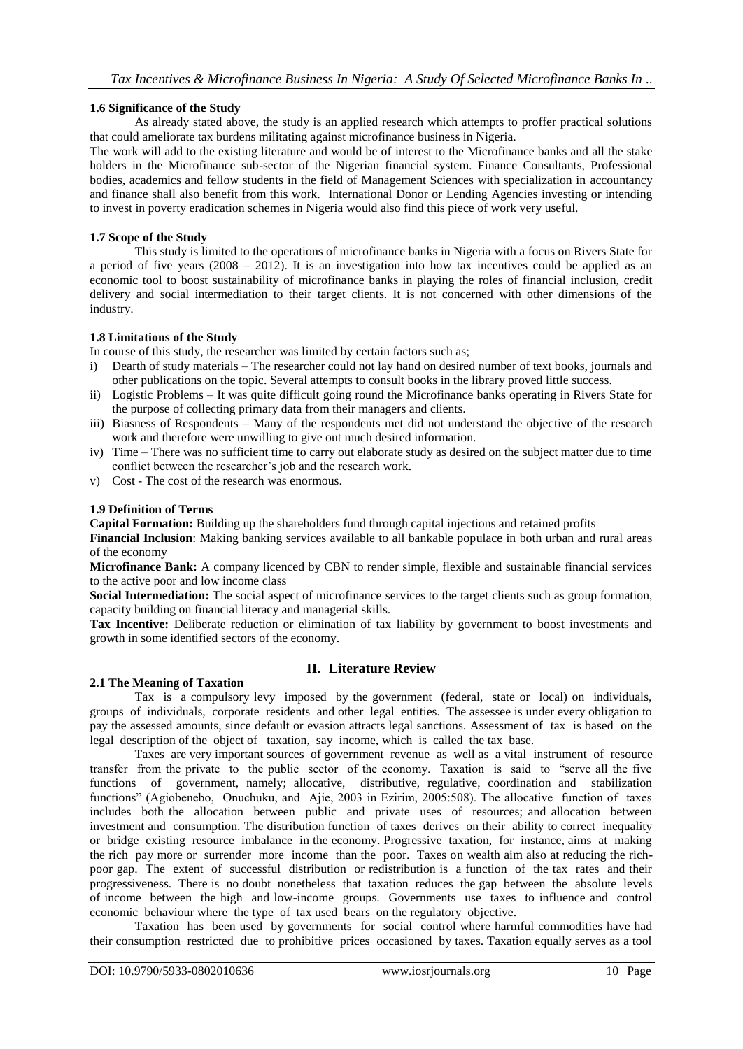### 1.6 Significance of the Study

As already stated above, the study is an applied research which attempts to proffer practical solutions that could ameliorate tax burdens militating against microfinance business in Nigeria.

The work will add to the existing literature and would be of interest to the Microfinance banks and all the stake holders in the Microfinance sub-sector of the Nigerian financial system. Finance Consultants, Professional bodies, academics and fellow students in the field of Management Sciences with specialization in accountancy and finance shall also benefit from this work. International Donor or Lending Agencies investing or intending to invest in poverty eradication schemes in Nigeria would also find this piece of work very useful.

### 1.7 Scope of the Study

This study is limited to the operations of microfinance banks in Nigeria with a focus on Rivers State for a period of five years (2008 – 2012). It is an investigation into how tax incentives could be applied as an economic tool to boost sustainability of microfinance banks in playing the roles of financial inclusion, credit delivery and social intermediation to their target clients. It is not concerned with other dimensions of the industry.

### 1.8 Limitations of the Study

In course of this study, the researcher was limited by certain factors such as;

i) Dearth of study materials – The researcher could not lay hand on desired number of text books, journals and other publications on the topic. Several attempts to consult books in the library proved little success.
ii) Logistic Problems – It was quite difficult going round the Microfinance banks operating in Rivers State for the purpose of collecting primary data from their managers and clients.
iii) Biasness of Respondents – Many of the respondents met did not understand the objective of the research work and therefore were unwilling to give out much desired information.
iv) Time – There was no sufficient time to carry out elaborate study as desired on the subject matter due to time conflict between the researcher's job and the research work.
v) Cost - The cost of the research was enormous.

### 1.9 Definition of Terms

**Capital Formation:** Building up the shareholders fund through capital injections and retained profits

**Financial Inclusion**: Making banking services available to all bankable populace in both urban and rural areas of the economy

**Microfinance Bank:** A company licenced by CBN to render simple, flexible and sustainable financial services to the active poor and low income class

**Social Intermediation:** The social aspect of microfinance services to the target clients such as group formation, capacity building on financial literacy and managerial skills.

**Tax Incentive:** Deliberate reduction or elimination of tax liability by government to boost investments and growth in some identified sectors of the economy.

## II. Literature Review

### 2.1 The Meaning of Taxation

Tax is a compulsory levy imposed by the government (federal, state or local) on individuals, groups of individuals, corporate residents and other legal entities. The assessee is under every obligation to pay the assessed amounts, since default or evasion attracts legal sanctions. Assessment of tax is based on the legal description of the object of taxation, say income, which is called the tax base.

Taxes are very important sources of government revenue as well as a vital instrument of resource transfer from the private to the public sector of the economy. Taxation is said to "serve all the five functions of government, namely; allocative, distributive, regulative, coordination and stabilization functions" (Agiobenebo, Onuchuku, and Ajie, 2003 in Ezirim, 2005:508). The allocative function of taxes includes both the allocation between public and private uses of resources; and allocation between investment and consumption. The distribution function of taxes derives on their ability to correct inequality or bridge existing resource imbalance in the economy. Progressive taxation, for instance, aims at making the rich pay more or surrender more income than the poor. Taxes on wealth aim also at reducing the rich-poor gap. The extent of successful distribution or redistribution is a function of the tax rates and their progressiveness. There is no doubt nonetheless that taxation reduces the gap between the absolute levels of income between the high and low-income groups. Governments use taxes to influence and control economic behaviour where the type of tax used bears on the regulatory objective.

Taxation has been used by governments for social control where harmful commodities have had their consumption restricted due to prohibitive prices occasioned by taxes. Taxation equally serves as a tool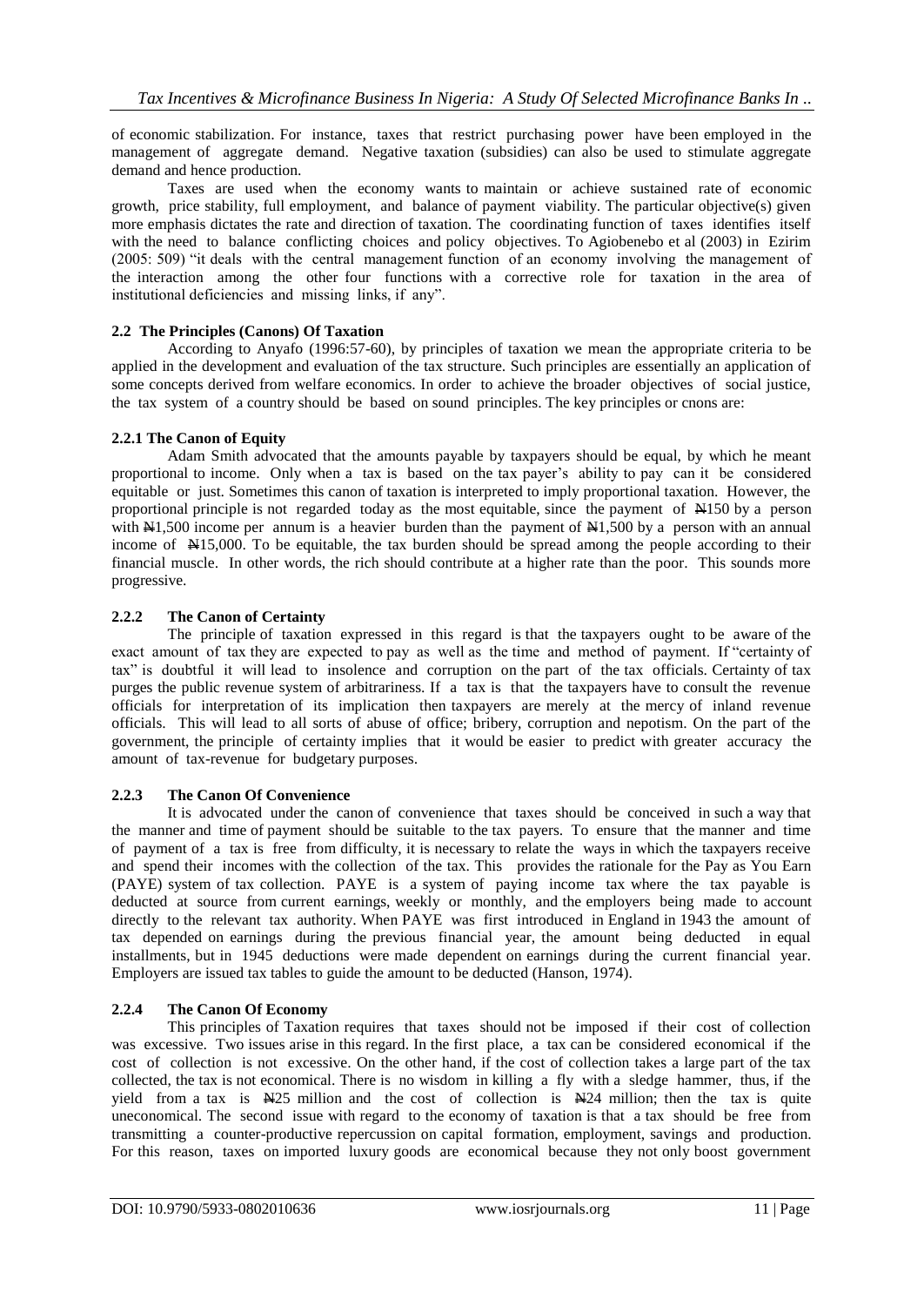of economic stabilization. For instance, taxes that restrict purchasing power have been employed in the management of aggregate demand. Negative taxation (subsidies) can also be used to stimulate aggregate demand and hence production.

Taxes are used when the economy wants to maintain or achieve sustained rate of economic growth, price stability, full employment, and balance of payment viability. The particular objective(s) given more emphasis dictates the rate and direction of taxation. The coordinating function of taxes identifies itself with the need to balance conflicting choices and policy objectives. To Agiobenebo et al (2003) in Ezirim (2005: 509) "it deals with the central management function of an economy involving the management of the interaction among the other four functions with a corrective role for taxation in the area of institutional deficiencies and missing links, if any".

### 2.2 The Principles (Canons) Of Taxation

According to Anyafo (1996:57-60), by principles of taxation we mean the appropriate criteria to be applied in the development and evaluation of the tax structure. Such principles are essentially an application of some concepts derived from welfare economics. In order to achieve the broader objectives of social justice, the tax system of a country should be based on sound principles. The key principles or cnons are:

#### 2.2.1 The Canon of Equity

Adam Smith advocated that the amounts payable by taxpayers should be equal, by which he meant proportional to income. Only when a tax is based on the tax payer's ability to pay can it be considered equitable or just. Sometimes this canon of taxation is interpreted to imply proportional taxation. However, the proportional principle is not regarded today as the most equitable, since the payment of ₦150 by a person with ₦1,500 income per annum is a heavier burden than the payment of ₦1,500 by a person with an annual income of ₦15,000. To be equitable, the tax burden should be spread among the people according to their financial muscle. In other words, the rich should contribute at a higher rate than the poor. This sounds more progressive.

#### 2.2.2 The Canon of Certainty

The principle of taxation expressed in this regard is that the taxpayers ought to be aware of the exact amount of tax they are expected to pay as well as the time and method of payment. If "certainty of tax" is doubtful it will lead to insolence and corruption on the part of the tax officials. Certainty of tax purges the public revenue system of arbitrariness. If a tax is that the taxpayers have to consult the revenue officials for interpretation of its implication then taxpayers are merely at the mercy of inland revenue officials. This will lead to all sorts of abuse of office; bribery, corruption and nepotism. On the part of the government, the principle of certainty implies that it would be easier to predict with greater accuracy the amount of tax-revenue for budgetary purposes.

#### 2.2.3 The Canon Of Convenience

It is advocated under the canon of convenience that taxes should be conceived in such a way that the manner and time of payment should be suitable to the tax payers. To ensure that the manner and time of payment of a tax is free from difficulty, it is necessary to relate the ways in which the taxpayers receive and spend their incomes with the collection of the tax. This provides the rationale for the Pay as You Earn (PAYE) system of tax collection. PAYE is a system of paying income tax where the tax payable is deducted at source from current earnings, weekly or monthly, and the employers being made to account directly to the relevant tax authority. When PAYE was first introduced in England in 1943 the amount of tax depended on earnings during the previous financial year, the amount being deducted in equal installments, but in 1945 deductions were made dependent on earnings during the current financial year. Employers are issued tax tables to guide the amount to be deducted (Hanson, 1974).

#### 2.2.4 The Canon Of Economy

This principles of Taxation requires that taxes should not be imposed if their cost of collection was excessive. Two issues arise in this regard. In the first place, a tax can be considered economical if the cost of collection is not excessive. On the other hand, if the cost of collection takes a large part of the tax collected, the tax is not economical. There is no wisdom in killing a fly with a sledge hammer, thus, if the yield from a tax is ₦25 million and the cost of collection is ₦24 million; then the tax is quite uneconomical. The second issue with regard to the economy of taxation is that a tax should be free from transmitting a counter-productive repercussion on capital formation, employment, savings and production. For this reason, taxes on imported luxury goods are economical because they not only boost government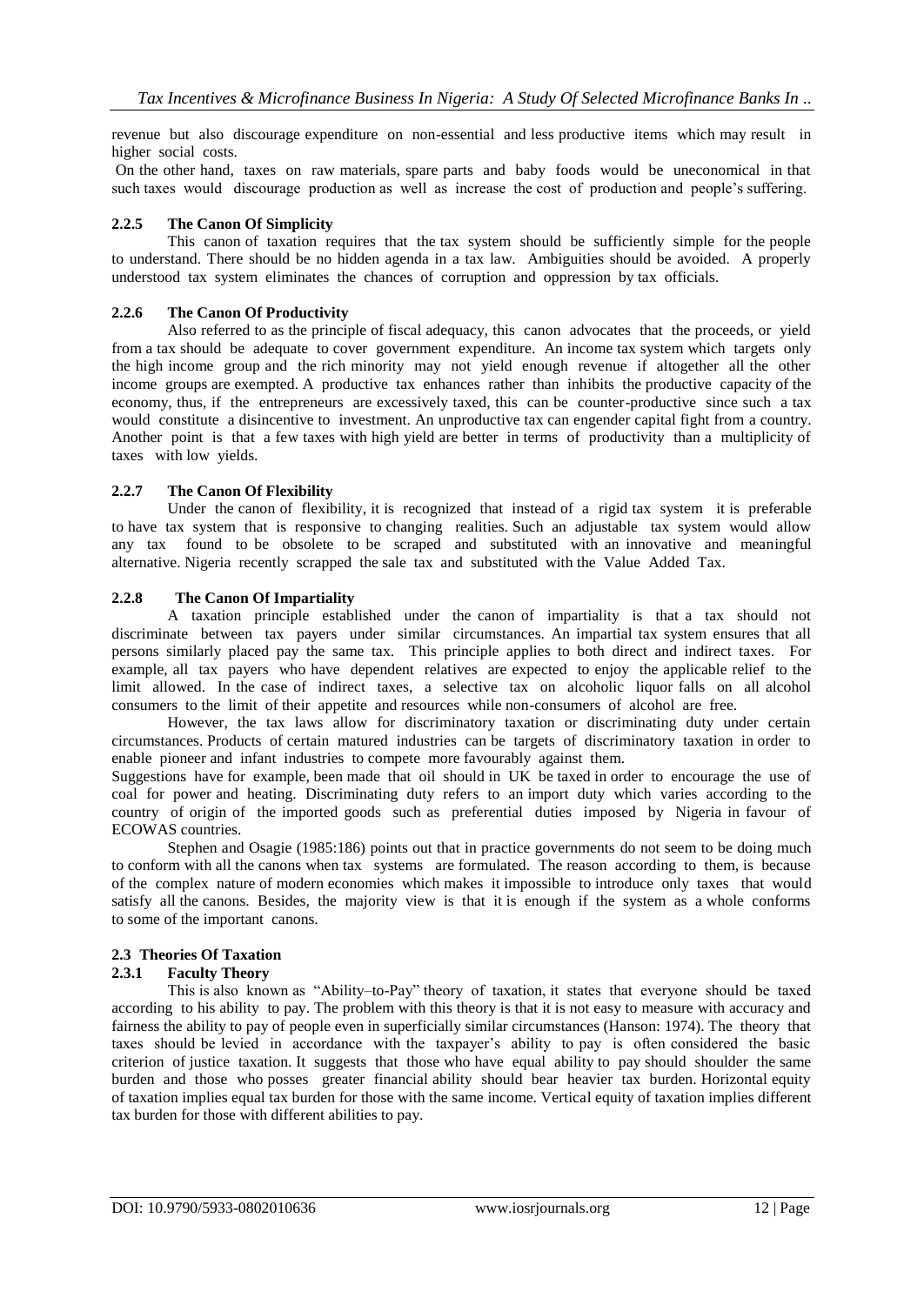revenue but also discourage expenditure on non-essential and less productive items which may result in higher social costs.

On the other hand, taxes on raw materials, spare parts and baby foods would be uneconomical in that such taxes would discourage production as well as increase the cost of production and people's suffering.

### 2.2.5 The Canon Of Simplicity

This canon of taxation requires that the tax system should be sufficiently simple for the people to understand. There should be no hidden agenda in a tax law. Ambiguities should be avoided. A properly understood tax system eliminates the chances of corruption and oppression by tax officials.

### 2.2.6 The Canon Of Productivity

Also referred to as the principle of fiscal adequacy, this canon advocates that the proceeds, or yield from a tax should be adequate to cover government expenditure. An income tax system which targets only the high income group and the rich minority may not yield enough revenue if altogether all the other income groups are exempted. A productive tax enhances rather than inhibits the productive capacity of the economy, thus, if the entrepreneurs are excessively taxed, this can be counter-productive since such a tax would constitute a disincentive to investment. An unproductive tax can engender capital fight from a country. Another point is that a few taxes with high yield are better in terms of productivity than a multiplicity of taxes with low yields.

### 2.2.7 The Canon Of Flexibility

Under the canon of flexibility, it is recognized that instead of a rigid tax system it is preferable to have tax system that is responsive to changing realities. Such an adjustable tax system would allow any tax found to be obsolete to be scraped and substituted with an innovative and meaningful alternative. Nigeria recently scrapped the sale tax and substituted with the Value Added Tax.

### 2.2.8 The Canon Of Impartiality

A taxation principle established under the canon of impartiality is that a tax should not discriminate between tax payers under similar circumstances. An impartial tax system ensures that all persons similarly placed pay the same tax. This principle applies to both direct and indirect taxes. For example, all tax payers who have dependent relatives are expected to enjoy the applicable relief to the limit allowed. In the case of indirect taxes, a selective tax on alcoholic liquor falls on all alcohol consumers to the limit of their appetite and resources while non-consumers of alcohol are free.

However, the tax laws allow for discriminatory taxation or discriminating duty under certain circumstances. Products of certain matured industries can be targets of discriminatory taxation in order to enable pioneer and infant industries to compete more favourably against them.

Suggestions have for example, been made that oil should in UK be taxed in order to encourage the use of coal for power and heating. Discriminating duty refers to an import duty which varies according to the country of origin of the imported goods such as preferential duties imposed by Nigeria in favour of ECOWAS countries.

Stephen and Osagie (1985:186) points out that in practice governments do not seem to be doing much to conform with all the canons when tax systems are formulated. The reason according to them, is because of the complex nature of modern economies which makes it impossible to introduce only taxes that would satisfy all the canons. Besides, the majority view is that it is enough if the system as a whole conforms to some of the important canons.

## 2.3 Theories Of Taxation

### 2.3.1 Faculty Theory

This is also known as "Ability–to-Pay" theory of taxation, it states that everyone should be taxed according to his ability to pay. The problem with this theory is that it is not easy to measure with accuracy and fairness the ability to pay of people even in superficially similar circumstances (Hanson: 1974). The theory that taxes should be levied in accordance with the taxpayer's ability to pay is often considered the basic criterion of justice taxation. It suggests that those who have equal ability to pay should shoulder the same burden and those who posses greater financial ability should bear heavier tax burden. Horizontal equity of taxation implies equal tax burden for those with the same income. Vertical equity of taxation implies different tax burden for those with different abilities to pay.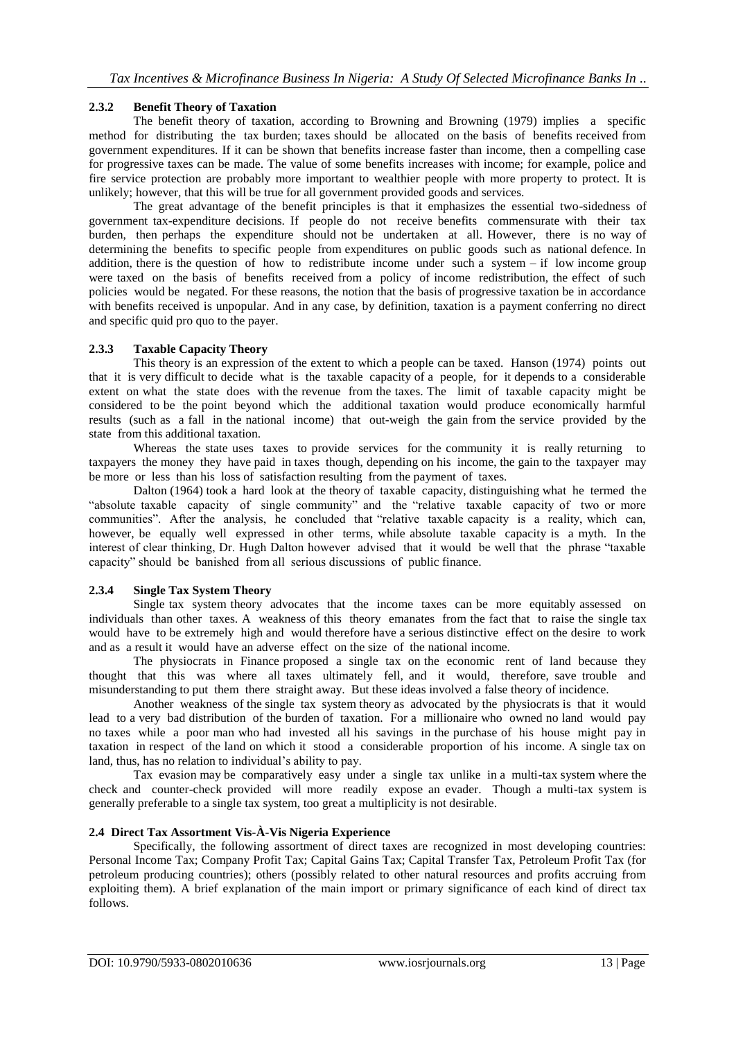### 2.3.2 Benefit Theory of Taxation

The benefit theory of taxation, according to Browning and Browning (1979) implies a specific method for distributing the tax burden; taxes should be allocated on the basis of benefits received from government expenditures. If it can be shown that benefits increase faster than income, then a compelling case for progressive taxes can be made. The value of some benefits increases with income; for example, police and fire service protection are probably more important to wealthier people with more property to protect. It is unlikely; however, that this will be true for all government provided goods and services.

The great advantage of the benefit principles is that it emphasizes the essential two-sidedness of government tax-expenditure decisions. If people do not receive benefits commensurate with their tax burden, then perhaps the expenditure should not be undertaken at all. However, there is no way of determining the benefits to specific people from expenditures on public goods such as national defence. In addition, there is the question of how to redistribute income under such a system – if low income group were taxed on the basis of benefits received from a policy of income redistribution, the effect of such policies would be negated. For these reasons, the notion that the basis of progressive taxation be in accordance with benefits received is unpopular. And in any case, by definition, taxation is a payment conferring no direct and specific quid pro quo to the payer.

### 2.3.3 Taxable Capacity Theory

This theory is an expression of the extent to which a people can be taxed. Hanson (1974) points out that it is very difficult to decide what is the taxable capacity of a people, for it depends to a considerable extent on what the state does with the revenue from the taxes. The limit of taxable capacity might be considered to be the point beyond which the additional taxation would produce economically harmful results (such as a fall in the national income) that out-weigh the gain from the service provided by the state from this additional taxation.

Whereas the state uses taxes to provide services for the community it is really returning to taxpayers the money they have paid in taxes though, depending on his income, the gain to the taxpayer may be more or less than his loss of satisfaction resulting from the payment of taxes.

Dalton (1964) took a hard look at the theory of taxable capacity, distinguishing what he termed the "absolute taxable capacity of single community" and the "relative taxable capacity of two or more communities". After the analysis, he concluded that "relative taxable capacity is a reality, which can, however, be equally well expressed in other terms, while absolute taxable capacity is a myth. In the interest of clear thinking, Dr. Hugh Dalton however advised that it would be well that the phrase "taxable capacity" should be banished from all serious discussions of public finance.

### 2.3.4 Single Tax System Theory

Single tax system theory advocates that the income taxes can be more equitably assessed on individuals than other taxes. A weakness of this theory emanates from the fact that to raise the single tax would have to be extremely high and would therefore have a serious distinctive effect on the desire to work and as a result it would have an adverse effect on the size of the national income.

The physiocrats in Finance proposed a single tax on the economic rent of land because they thought that this was where all taxes ultimately fell, and it would, therefore, save trouble and misunderstanding to put them there straight away. But these ideas involved a false theory of incidence.

Another weakness of the single tax system theory as advocated by the physiocrats is that it would lead to a very bad distribution of the burden of taxation. For a millionaire who owned no land would pay no taxes while a poor man who had invested all his savings in the purchase of his house might pay in taxation in respect of the land on which it stood a considerable proportion of his income. A single tax on land, thus, has no relation to individual's ability to pay.

Tax evasion may be comparatively easy under a single tax unlike in a multi-tax system where the check and counter-check provided will more readily expose an evader. Though a multi-tax system is generally preferable to a single tax system, too great a multiplicity is not desirable.

## 2.4 Direct Tax Assortment Vis-À-Vis Nigeria Experience

Specifically, the following assortment of direct taxes are recognized in most developing countries: Personal Income Tax; Company Profit Tax; Capital Gains Tax; Capital Transfer Tax, Petroleum Profit Tax (for petroleum producing countries); others (possibly related to other natural resources and profits accruing from exploiting them). A brief explanation of the main import or primary significance of each kind of direct tax follows.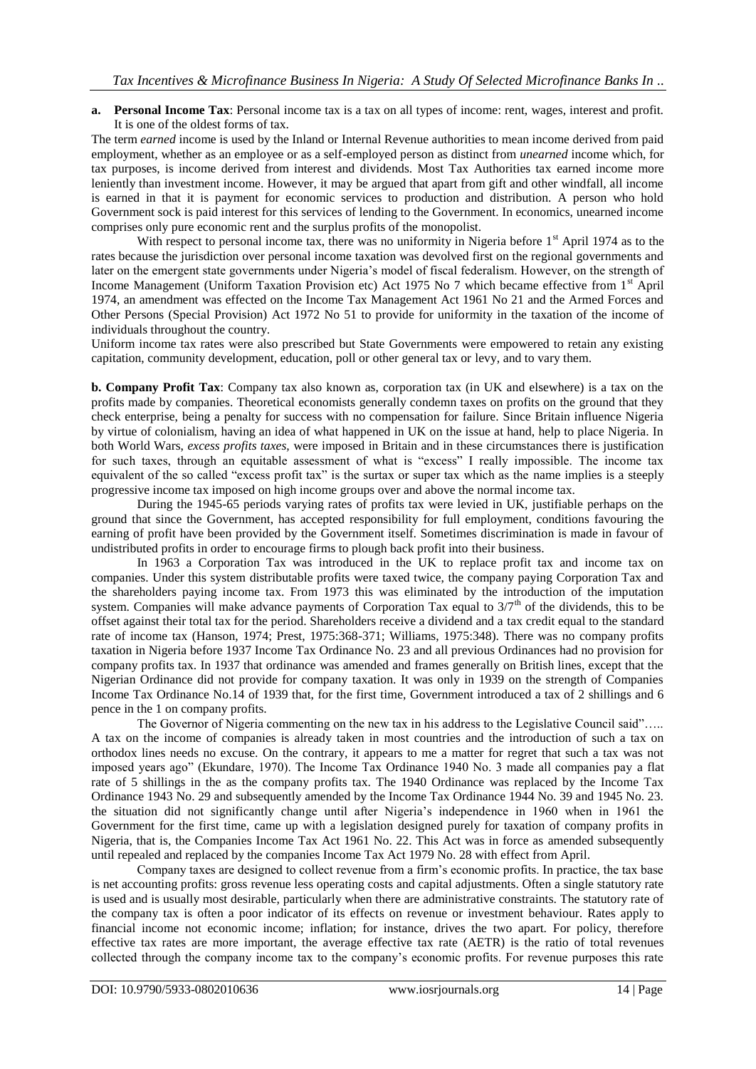**a. Personal Income Tax**: Personal income tax is a tax on all types of income: rent, wages, interest and profit. It is one of the oldest forms of tax.

The term *earned* income is used by the Inland or Internal Revenue authorities to mean income derived from paid employment, whether as an employee or as a self-employed person as distinct from *unearned* income which, for tax purposes, is income derived from interest and dividends. Most Tax Authorities tax earned income more leniently than investment income. However, it may be argued that apart from gift and other windfall, all income is earned in that it is payment for economic services to production and distribution. A person who hold Government sock is paid interest for this services of lending to the Government. In economics, unearned income comprises only pure economic rent and the surplus profits of the monopolist.

With respect to personal income tax, there was no uniformity in Nigeria before 1st April 1974 as to the rates because the jurisdiction over personal income taxation was devolved first on the regional governments and later on the emergent state governments under Nigeria's model of fiscal federalism. However, on the strength of Income Management (Uniform Taxation Provision etc) Act 1975 No 7 which became effective from 1st April 1974, an amendment was effected on the Income Tax Management Act 1961 No 21 and the Armed Forces and Other Persons (Special Provision) Act 1972 No 51 to provide for uniformity in the taxation of the income of individuals throughout the country.

Uniform income tax rates were also prescribed but State Governments were empowered to retain any existing capitation, community development, education, poll or other general tax or levy, and to vary them.

**b. Company Profit Tax**: Company tax also known as, corporation tax (in UK and elsewhere) is a tax on the profits made by companies. Theoretical economists generally condemn taxes on profits on the ground that they check enterprise, being a penalty for success with no compensation for failure. Since Britain influence Nigeria by virtue of colonialism, having an idea of what happened in UK on the issue at hand, help to place Nigeria. In both World Wars, *excess profits taxes*, were imposed in Britain and in these circumstances there is justification for such taxes, through an equitable assessment of what is "excess" I really impossible. The income tax equivalent of the so called "excess profit tax" is the surtax or super tax which as the name implies is a steeply progressive income tax imposed on high income groups over and above the normal income tax.

During the 1945-65 periods varying rates of profits tax were levied in UK, justifiable perhaps on the ground that since the Government, has accepted responsibility for full employment, conditions favouring the earning of profit have been provided by the Government itself. Sometimes discrimination is made in favour of undistributed profits in order to encourage firms to plough back profit into their business.

In 1963 a Corporation Tax was introduced in the UK to replace profit tax and income tax on companies. Under this system distributable profits were taxed twice, the company paying Corporation Tax and the shareholders paying income tax. From 1973 this was eliminated by the introduction of the imputation system. Companies will make advance payments of Corporation Tax equal to $3/7^{th}$ of the dividends, this to be offset against their total tax for the period. Shareholders receive a dividend and a tax credit equal to the standard rate of income tax (Hanson, 1974; Prest, 1975:368-371; Williams, 1975:348). There was no company profits taxation in Nigeria before 1937 Income Tax Ordinance No. 23 and all previous Ordinances had no provision for company profits tax. In 1937 that ordinance was amended and frames generally on British lines, except that the Nigerian Ordinance did not provide for company taxation. It was only in 1939 on the strength of Companies Income Tax Ordinance No.14 of 1939 that, for the first time, Government introduced a tax of 2 shillings and 6 pence in the 1 on company profits.

The Governor of Nigeria commenting on the new tax in his address to the Legislative Council said"….. A tax on the income of companies is already taken in most countries and the introduction of such a tax on orthodox lines needs no excuse. On the contrary, it appears to me a matter for regret that such a tax was not imposed years ago" (Ekundare, 1970). The Income Tax Ordinance 1940 No. 3 made all companies pay a flat rate of 5 shillings in the as the company profits tax. The 1940 Ordinance was replaced by the Income Tax Ordinance 1943 No. 29 and subsequently amended by the Income Tax Ordinance 1944 No. 39 and 1945 No. 23. the situation did not significantly change until after Nigeria's independence in 1960 when in 1961 the Government for the first time, came up with a legislation designed purely for taxation of company profits in Nigeria, that is, the Companies Income Tax Act 1961 No. 22. This Act was in force as amended subsequently until repealed and replaced by the companies Income Tax Act 1979 No. 28 with effect from April.

Company taxes are designed to collect revenue from a firm's economic profits. In practice, the tax base is net accounting profits: gross revenue less operating costs and capital adjustments. Often a single statutory rate is used and is usually most desirable, particularly when there are administrative constraints. The statutory rate of the company tax is often a poor indicator of its effects on revenue or investment behaviour. Rates apply to financial income not economic income; inflation; for instance, drives the two apart. For policy, therefore effective tax rates are more important, the average effective tax rate (AETR) is the ratio of total revenues collected through the company income tax to the company's economic profits. For revenue purposes this rate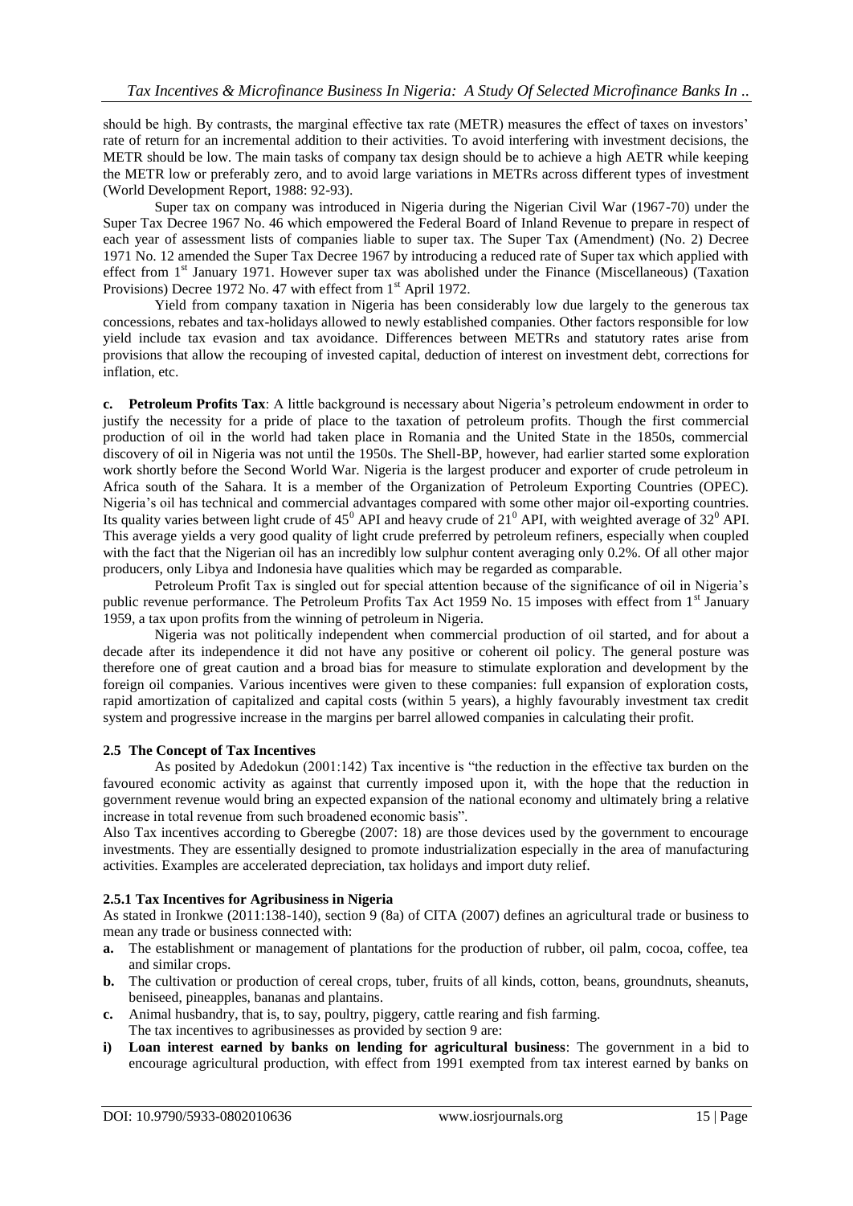should be high. By contrasts, the marginal effective tax rate (METR) measures the effect of taxes on investors' rate of return for an incremental addition to their activities. To avoid interfering with investment decisions, the METR should be low. The main tasks of company tax design should be to achieve a high AETR while keeping the METR low or preferably zero, and to avoid large variations in METRs across different types of investment (World Development Report, 1988: 92-93).

Super tax on company was introduced in Nigeria during the Nigerian Civil War (1967-70) under the Super Tax Decree 1967 No. 46 which empowered the Federal Board of Inland Revenue to prepare in respect of each year of assessment lists of companies liable to super tax. The Super Tax (Amendment) (No. 2) Decree 1971 No. 12 amended the Super Tax Decree 1967 by introducing a reduced rate of Super tax which applied with effect from 1st January 1971. However super tax was abolished under the Finance (Miscellaneous) (Taxation Provisions) Decree 1972 No. 47 with effect from 1st April 1972.

Yield from company taxation in Nigeria has been considerably low due largely to the generous tax concessions, rebates and tax-holidays allowed to newly established companies. Other factors responsible for low yield include tax evasion and tax avoidance. Differences between METRs and statutory rates arise from provisions that allow the recouping of invested capital, deduction of interest on investment debt, corrections for inflation, etc.

**c. Petroleum Profits Tax**: A little background is necessary about Nigeria's petroleum endowment in order to justify the necessity for a pride of place to the taxation of petroleum profits. Though the first commercial production of oil in the world had taken place in Romania and the United State in the 1850s, commercial discovery of oil in Nigeria was not until the 1950s. The Shell-BP, however, had earlier started some exploration work shortly before the Second World War. Nigeria is the largest producer and exporter of crude petroleum in Africa south of the Sahara. It is a member of the Organization of Petroleum Exporting Countries (OPEC). Nigeria's oil has technical and commercial advantages compared with some other major oil-exporting countries. Its quality varies between light crude of $45^0$ API and heavy crude of $21^0$ API, with weighted average of $32^0$ API. This average yields a very good quality of light crude preferred by petroleum refiners, especially when coupled with the fact that the Nigerian oil has an incredibly low sulphur content averaging only 0.2%. Of all other major producers, only Libya and Indonesia have qualities which may be regarded as comparable.

Petroleum Profit Tax is singled out for special attention because of the significance of oil in Nigeria's public revenue performance. The Petroleum Profits Tax Act 1959 No. 15 imposes with effect from 1st January 1959, a tax upon profits from the winning of petroleum in Nigeria.

Nigeria was not politically independent when commercial production of oil started, and for about a decade after its independence it did not have any positive or coherent oil policy. The general posture was therefore one of great caution and a broad bias for measure to stimulate exploration and development by the foreign oil companies. Various incentives were given to these companies: full expansion of exploration costs, rapid amortization of capitalized and capital costs (within 5 years), a highly favourably investment tax credit system and progressive increase in the margins per barrel allowed companies in calculating their profit.

### 2.5 The Concept of Tax Incentives

As posited by Adedokun (2001:142) Tax incentive is "the reduction in the effective tax burden on the favoured economic activity as against that currently imposed upon it, with the hope that the reduction in government revenue would bring an expected expansion of the national economy and ultimately bring a relative increase in total revenue from such broadened economic basis".

Also Tax incentives according to Gberegbe (2007: 18) are those devices used by the government to encourage investments. They are essentially designed to promote industrialization especially in the area of manufacturing activities. Examples are accelerated depreciation, tax holidays and import duty relief.

#### 2.5.1 Tax Incentives for Agribusiness in Nigeria

As stated in Ironkwe (2011:138-140), section 9 (8a) of CITA (2007) defines an agricultural trade or business to mean any trade or business connected with:

- **a.** The establishment or management of plantations for the production of rubber, oil palm, cocoa, coffee, tea and similar crops.
- **b.** The cultivation or production of cereal crops, tuber, fruits of all kinds, cotton, beans, groundnuts, sheanuts, beniseed, pineapples, bananas and plantains.
- **c.** Animal husbandry, that is, to say, poultry, piggery, cattle rearing and fish farming.

The tax incentives to agribusinesses as provided by section 9 are:

- **i) Loan interest earned by banks on lending for agricultural business**: The government in a bid to encourage agricultural production, with effect from 1991 exempted from tax interest earned by banks on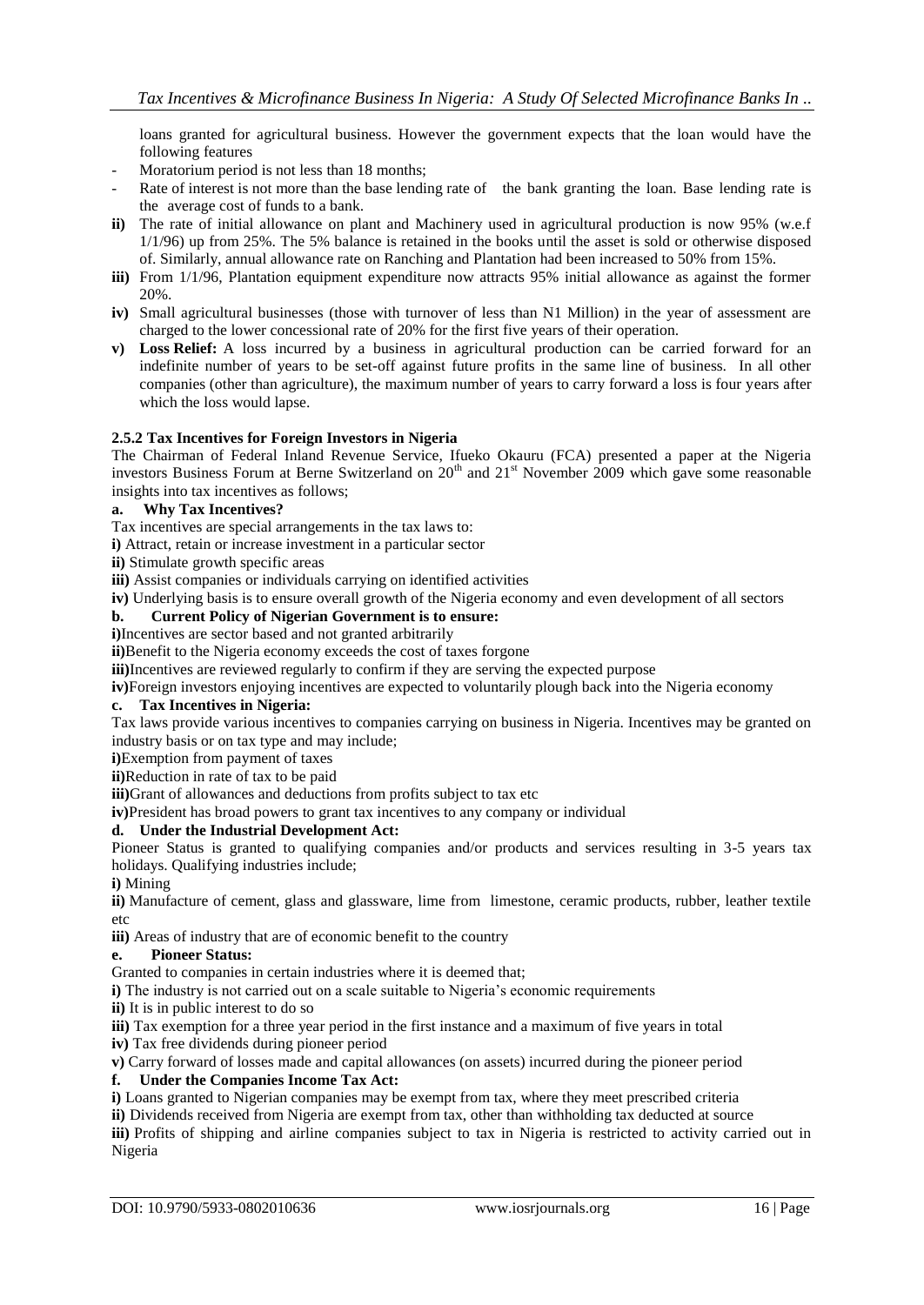loans granted for agricultural business. However the government expects that the loan would have the following features

- Moratorium period is not less than 18 months;
- Rate of interest is not more than the base lending rate of the bank granting the loan. Base lending rate is the average cost of funds to a bank.

**ii)** The rate of initial allowance on plant and Machinery used in agricultural production is now 95% (w.e.f 1/1/96) up from 25%. The 5% balance is retained in the books until the asset is sold or otherwise disposed of. Similarly, annual allowance rate on Ranching and Plantation had been increased to 50% from 15%.

**iii)** From 1/1/96, Plantation equipment expenditure now attracts 95% initial allowance as against the former 20%.

**iv)** Small agricultural businesses (those with turnover of less than N1 Million) in the year of assessment are charged to the lower concessional rate of 20% for the first five years of their operation.

**v) Loss Relief:** A loss incurred by a business in agricultural production can be carried forward for an indefinite number of years to be set-off against future profits in the same line of business. In all other companies (other than agriculture), the maximum number of years to carry forward a loss is four years after which the loss would lapse.

### 2.5.2 Tax Incentives for Foreign Investors in Nigeria

The Chairman of Federal Inland Revenue Service, Ifueko Okauru (FCA) presented a paper at the Nigeria investors Business Forum at Berne Switzerland on 20th and 21st November 2009 which gave some reasonable insights into tax incentives as follows;

**a. Why Tax Incentives?**

Tax incentives are special arrangements in the tax laws to:

**i)** Attract, retain or increase investment in a particular sector

**ii)** Stimulate growth specific areas

**iii)** Assist companies or individuals carrying on identified activities

**iv)** Underlying basis is to ensure overall growth of the Nigeria economy and even development of all sectors

**b. Current Policy of Nigerian Government is to ensure:**

**i)** Incentives are sector based and not granted arbitrarily

**ii)** Benefit to the Nigeria economy exceeds the cost of taxes forgone

**iii)** Incentives are reviewed regularly to confirm if they are serving the expected purpose

**iv)** Foreign investors enjoying incentives are expected to voluntarily plough back into the Nigeria economy

**c. Tax Incentives in Nigeria:**

Tax laws provide various incentives to companies carrying on business in Nigeria. Incentives may be granted on industry basis or on tax type and may include;

**i)** Exemption from payment of taxes

**ii)** Reduction in rate of tax to be paid

**iii)** Grant of allowances and deductions from profits subject to tax etc

**iv)** President has broad powers to grant tax incentives to any company or individual

**d. Under the Industrial Development Act:**

Pioneer Status is granted to qualifying companies and/or products and services resulting in 3-5 years tax holidays. Qualifying industries include;

**i)** Mining

**ii)** Manufacture of cement, glass and glassware, lime from limestone, ceramic products, rubber, leather textile etc

**iii)** Areas of industry that are of economic benefit to the country

**e. Pioneer Status:**

Granted to companies in certain industries where it is deemed that;

**i)** The industry is not carried out on a scale suitable to Nigeria's economic requirements

**ii)** It is in public interest to do so

**iii)** Tax exemption for a three year period in the first instance and a maximum of five years in total

**iv)** Tax free dividends during pioneer period

**v)** Carry forward of losses made and capital allowances (on assets) incurred during the pioneer period

**f. Under the Companies Income Tax Act:**

**i)** Loans granted to Nigerian companies may be exempt from tax, where they meet prescribed criteria

**ii)** Dividends received from Nigeria are exempt from tax, other than withholding tax deducted at source

**iii)** Profits of shipping and airline companies subject to tax in Nigeria is restricted to activity carried out in Nigeria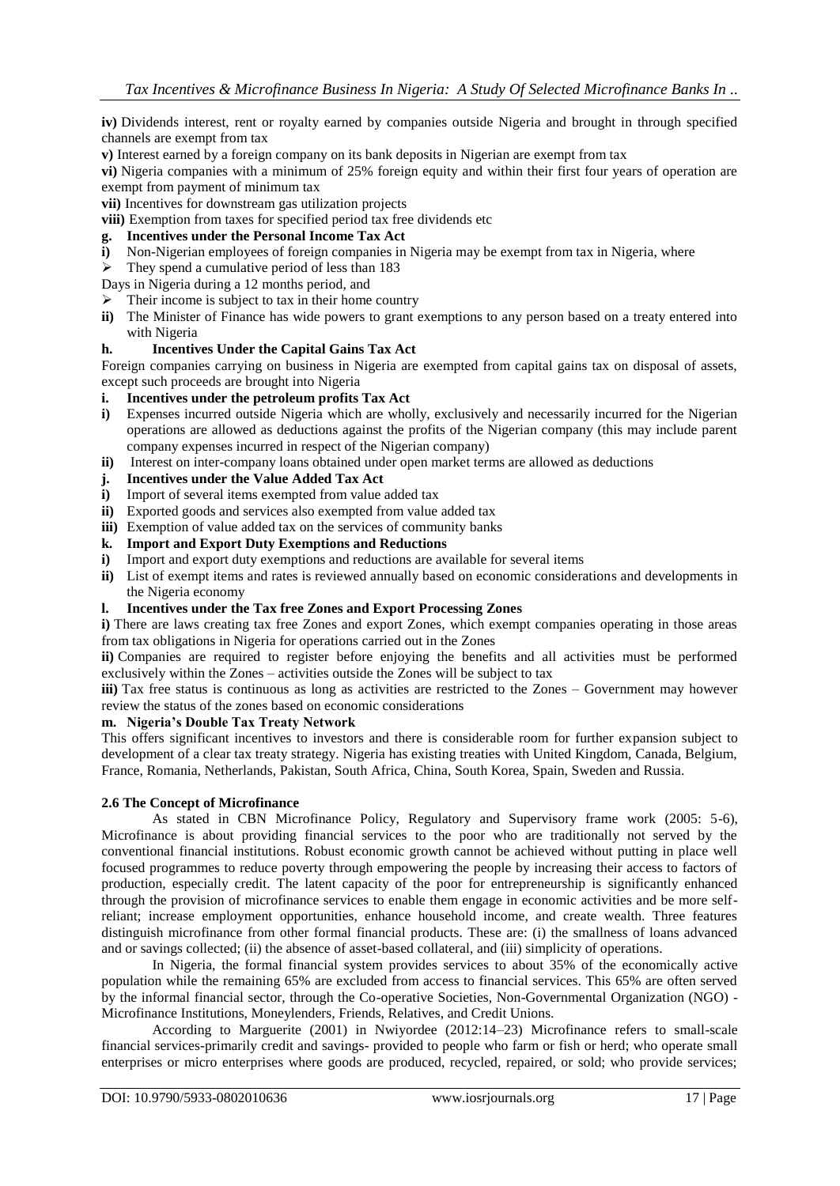**iv)** Dividends interest, rent or royalty earned by companies outside Nigeria and brought in through specified channels are exempt from tax

**v)** Interest earned by a foreign company on its bank deposits in Nigerian are exempt from tax

**vi)** Nigeria companies with a minimum of 25% foreign equity and within their first four years of operation are exempt from payment of minimum tax

**vii)** Incentives for downstream gas utilization projects

**viii)** Exemption from taxes for specified period tax free dividends etc

### g. Incentives under the Personal Income Tax Act

**i)** Non-Nigerian employees of foreign companies in Nigeria may be exempt from tax in Nigeria, where

- They spend a cumulative period of less than 183

Days in Nigeria during a 12 months period, and

- Their income is subject to tax in their home country

**ii)** The Minister of Finance has wide powers to grant exemptions to any person based on a treaty entered into with Nigeria

### h. Incentives Under the Capital Gains Tax Act

Foreign companies carrying on business in Nigeria are exempted from capital gains tax on disposal of assets, except such proceeds are brought into Nigeria

### i. Incentives under the petroleum profits Tax Act

**i)** Expenses incurred outside Nigeria which are wholly, exclusively and necessarily incurred for the Nigerian operations are allowed as deductions against the profits of the Nigerian company (this may include parent company expenses incurred in respect of the Nigerian company)

**ii)** Interest on inter-company loans obtained under open market terms are allowed as deductions

### j. Incentives under the Value Added Tax Act

**i)** Import of several items exempted from value added tax

**ii)** Exported goods and services also exempted from value added tax

**iii)** Exemption of value added tax on the services of community banks

### k. Import and Export Duty Exemptions and Reductions

**i)** Import and export duty exemptions and reductions are available for several items

**ii)** List of exempt items and rates is reviewed annually based on economic considerations and developments in the Nigeria economy

### l. Incentives under the Tax free Zones and Export Processing Zones

**i)** There are laws creating tax free Zones and export Zones, which exempt companies operating in those areas from tax obligations in Nigeria for operations carried out in the Zones

**ii)** Companies are required to register before enjoying the benefits and all activities must be performed exclusively within the Zones – activities outside the Zones will be subject to tax

**iii)** Tax free status is continuous as long as activities are restricted to the Zones – Government may however review the status of the zones based on economic considerations

### m. Nigeria's Double Tax Treaty Network

This offers significant incentives to investors and there is considerable room for further expansion subject to development of a clear tax treaty strategy. Nigeria has existing treaties with United Kingdom, Canada, Belgium, France, Romania, Netherlands, Pakistan, South Africa, China, South Korea, Spain, Sweden and Russia.

## 2.6 The Concept of Microfinance

As stated in CBN Microfinance Policy, Regulatory and Supervisory frame work (2005: 5-6), Microfinance is about providing financial services to the poor who are traditionally not served by the conventional financial institutions. Robust economic growth cannot be achieved without putting in place well focused programmes to reduce poverty through empowering the people by increasing their access to factors of production, especially credit. The latent capacity of the poor for entrepreneurship is significantly enhanced through the provision of microfinance services to enable them engage in economic activities and be more self-reliant; increase employment opportunities, enhance household income, and create wealth. Three features distinguish microfinance from other formal financial products. These are: (i) the smallness of loans advanced and or savings collected; (ii) the absence of asset-based collateral, and (iii) simplicity of operations.

In Nigeria, the formal financial system provides services to about 35% of the economically active population while the remaining 65% are excluded from access to financial services. This 65% are often served by the informal financial sector, through the Co-operative Societies, Non-Governmental Organization (NGO) - Microfinance Institutions, Moneylenders, Friends, Relatives, and Credit Unions.

According to Marguerite (2001) in Nwiyordee (2012:14–23) Microfinance refers to small-scale financial services-primarily credit and savings- provided to people who farm or fish or herd; who operate small enterprises or micro enterprises where goods are produced, recycled, repaired, or sold; who provide services;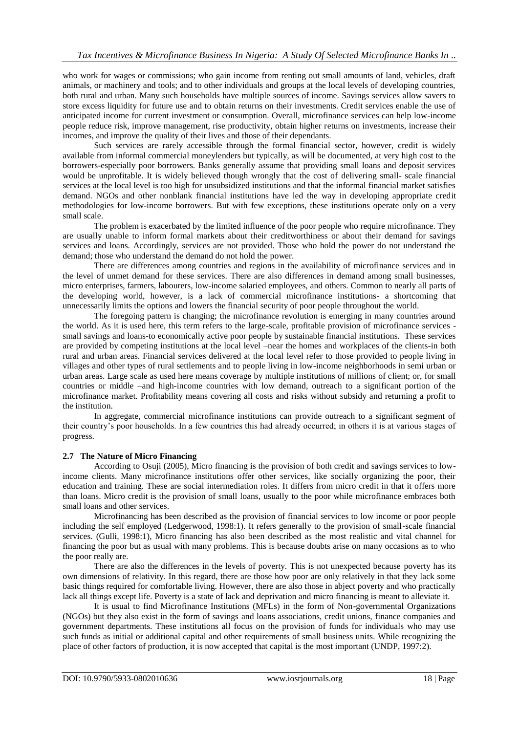who work for wages or commissions; who gain income from renting out small amounts of land, vehicles, draft animals, or machinery and tools; and to other individuals and groups at the local levels of developing countries, both rural and urban. Many such households have multiple sources of income. Savings services allow savers to store excess liquidity for future use and to obtain returns on their investments. Credit services enable the use of anticipated income for current investment or consumption. Overall, microfinance services can help low-income people reduce risk, improve management, rise productivity, obtain higher returns on investments, increase their incomes, and improve the quality of their lives and those of their dependants.

Such services are rarely accessible through the formal financial sector, however, credit is widely available from informal commercial moneylenders but typically, as will be documented, at very high cost to the borrowers-especially poor borrowers. Banks generally assume that providing small loans and deposit services would be unprofitable. It is widely believed though wrongly that the cost of delivering small- scale financial services at the local level is too high for unsubsidized institutions and that the informal financial market satisfies demand. NGOs and other nonblank financial institutions have led the way in developing appropriate credit methodologies for low-income borrowers. But with few exceptions, these institutions operate only on a very small scale.

The problem is exacerbated by the limited influence of the poor people who require microfinance. They are usually unable to inform formal markets about their creditworthiness or about their demand for savings services and loans. Accordingly, services are not provided. Those who hold the power do not understand the demand; those who understand the demand do not hold the power.

There are differences among countries and regions in the availability of microfinance services and in the level of unmet demand for these services. There are also differences in demand among small businesses, micro enterprises, farmers, labourers, low-income salaried employees, and others. Common to nearly all parts of the developing world, however, is a lack of commercial microfinance institutions- a shortcoming that unnecessarily limits the options and lowers the financial security of poor people throughout the world.

The foregoing pattern is changing; the microfinance revolution is emerging in many countries around the world. As it is used here, this term refers to the large-scale, profitable provision of microfinance services - small savings and loans-to economically active poor people by sustainable financial institutions. These services are provided by competing institutions at the local level –near the homes and workplaces of the clients-in both rural and urban areas. Financial services delivered at the local level refer to those provided to people living in villages and other types of rural settlements and to people living in low-income neighborhoods in semi urban or urban areas. Large scale as used here means coverage by multiple institutions of millions of client; or, for small countries or middle –and high-income countries with low demand, outreach to a significant portion of the microfinance market. Profitability means covering all costs and risks without subsidy and returning a profit to the institution.

In aggregate, commercial microfinance institutions can provide outreach to a significant segment of their country's poor households. In a few countries this had already occurred; in others it is at various stages of progress.

### 2.7 The Nature of Micro Financing

According to Osuji (2005), Micro financing is the provision of both credit and savings services to low-income clients. Many microfinance institutions offer other services, like socially organizing the poor, their education and training. These are social intermediation roles. It differs from micro credit in that it offers more than loans. Micro credit is the provision of small loans, usually to the poor while microfinance embraces both small loans and other services.

Microfinancing has been described as the provision of financial services to low income or poor people including the self employed (Ledgerwood, 1998:1). It refers generally to the provision of small-scale financial services. (Gulli, 1998:1), Micro financing has also been described as the most realistic and vital channel for financing the poor but as usual with many problems. This is because doubts arise on many occasions as to who the poor really are.

There are also the differences in the levels of poverty. This is not unexpected because poverty has its own dimensions of relativity. In this regard, there are those how poor are only relatively in that they lack some basic things required for comfortable living. However, there are also those in abject poverty and who practically lack all things except life. Poverty is a state of lack and deprivation and micro financing is meant to alleviate it.

It is usual to find Microfinance Institutions (MFLs) in the form of Non-governmental Organizations (NGOs) but they also exist in the form of savings and loans associations, credit unions, finance companies and government departments. These institutions all focus on the provision of funds for individuals who may use such funds as initial or additional capital and other requirements of small business units. While recognizing the place of other factors of production, it is now accepted that capital is the most important (UNDP, 1997:2).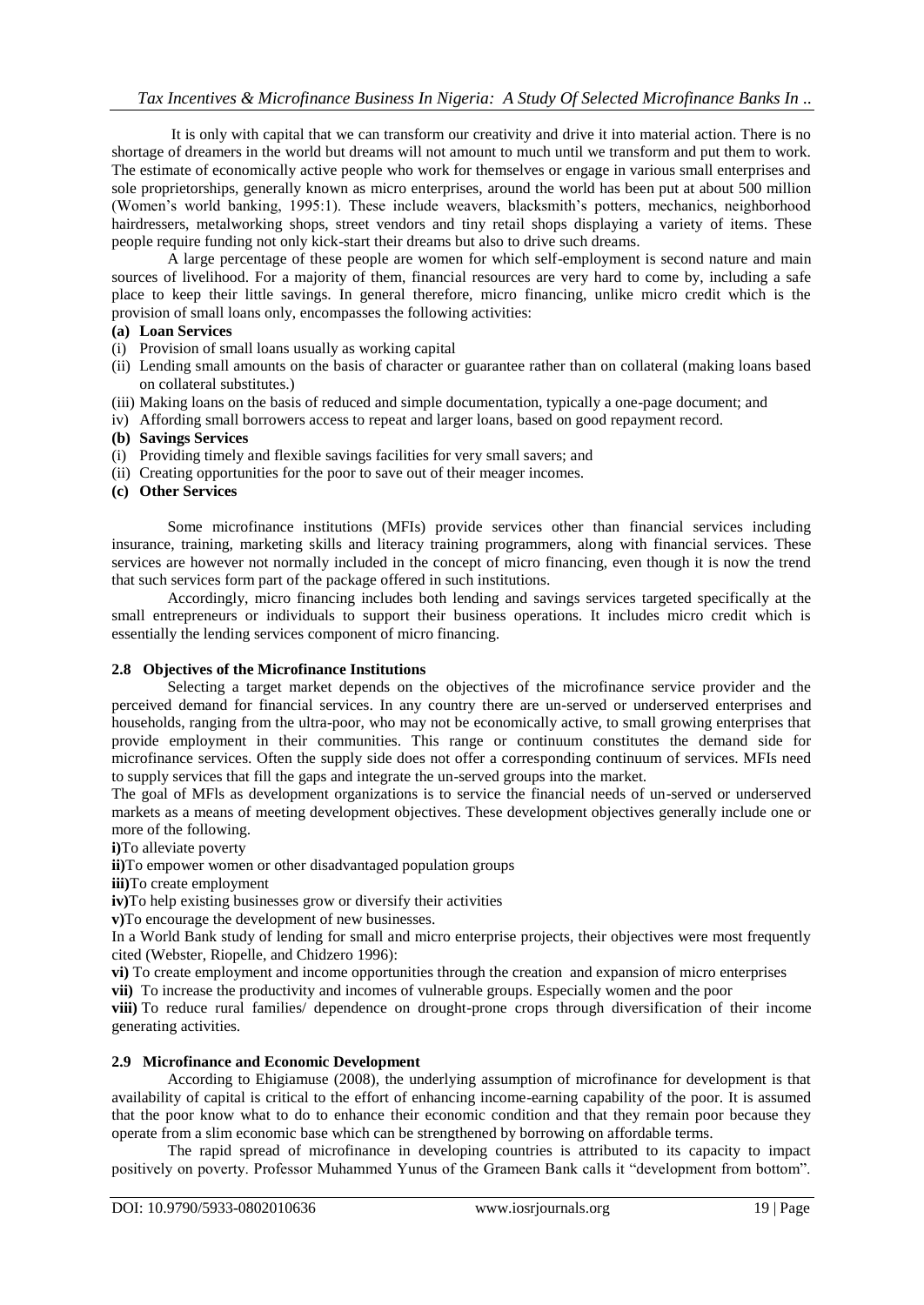It is only with capital that we can transform our creativity and drive it into material action. There is no shortage of dreamers in the world but dreams will not amount to much until we transform and put them to work. The estimate of economically active people who work for themselves or engage in various small enterprises and sole proprietorships, generally known as micro enterprises, around the world has been put at about 500 million (Women's world banking, 1995:1). These include weavers, blacksmith's potters, mechanics, neighborhood hairdressers, metalworking shops, street vendors and tiny retail shops displaying a variety of items. These people require funding not only kick-start their dreams but also to drive such dreams.

A large percentage of these people are women for which self-employment is second nature and main sources of livelihood. For a majority of them, financial resources are very hard to come by, including a safe place to keep their little savings. In general therefore, micro financing, unlike micro credit which is the provision of small loans only, encompasses the following activities:

**(a) Loan Services**

(i) Provision of small loans usually as working capital

(ii) Lending small amounts on the basis of character or guarantee rather than on collateral (making loans based on collateral substitutes.)

(iii) Making loans on the basis of reduced and simple documentation, typically a one-page document; and

iv) Affording small borrowers access to repeat and larger loans, based on good repayment record.

**(b) Savings Services**

(i) Providing timely and flexible savings facilities for very small savers; and

(ii) Creating opportunities for the poor to save out of their meager incomes.

**(c) Other Services**

Some microfinance institutions (MFIs) provide services other than financial services including insurance, training, marketing skills and literacy training programmers, along with financial services. These services are however not normally included in the concept of micro financing, even though it is now the trend that such services form part of the package offered in such institutions.

Accordingly, micro financing includes both lending and savings services targeted specifically at the small entrepreneurs or individuals to support their business operations. It includes micro credit which is essentially the lending services component of micro financing.

### 2.8 Objectives of the Microfinance Institutions

Selecting a target market depends on the objectives of the microfinance service provider and the perceived demand for financial services. In any country there are un-served or underserved enterprises and households, ranging from the ultra-poor, who may not be economically active, to small growing enterprises that provide employment in their communities. This range or continuum constitutes the demand side for microfinance services. Often the supply side does not offer a corresponding continuum of services. MFIs need to supply services that fill the gaps and integrate the un-served groups into the market.

The goal of MFls as development organizations is to service the financial needs of un-served or underserved markets as a means of meeting development objectives. These development objectives generally include one or more of the following.

**i)**To alleviate poverty

**ii)**To empower women or other disadvantaged population groups

**iii)**To create employment

**iv)**To help existing businesses grow or diversify their activities

**v)**To encourage the development of new businesses.

In a World Bank study of lending for small and micro enterprise projects, their objectives were most frequently cited (Webster, Riopelle, and Chidzero 1996):

**vi)** To create employment and income opportunities through the creation and expansion of micro enterprises

**vii)** To increase the productivity and incomes of vulnerable groups. Especially women and the poor

**viii)** To reduce rural families/ dependence on drought-prone crops through diversification of their income generating activities.

### 2.9 Microfinance and Economic Development

According to Ehigiamuse (2008), the underlying assumption of microfinance for development is that availability of capital is critical to the effort of enhancing income-earning capability of the poor. It is assumed that the poor know what to do to enhance their economic condition and that they remain poor because they operate from a slim economic base which can be strengthened by borrowing on affordable terms.

The rapid spread of microfinance in developing countries is attributed to its capacity to impact positively on poverty. Professor Muhammed Yunus of the Grameen Bank calls it "development from bottom".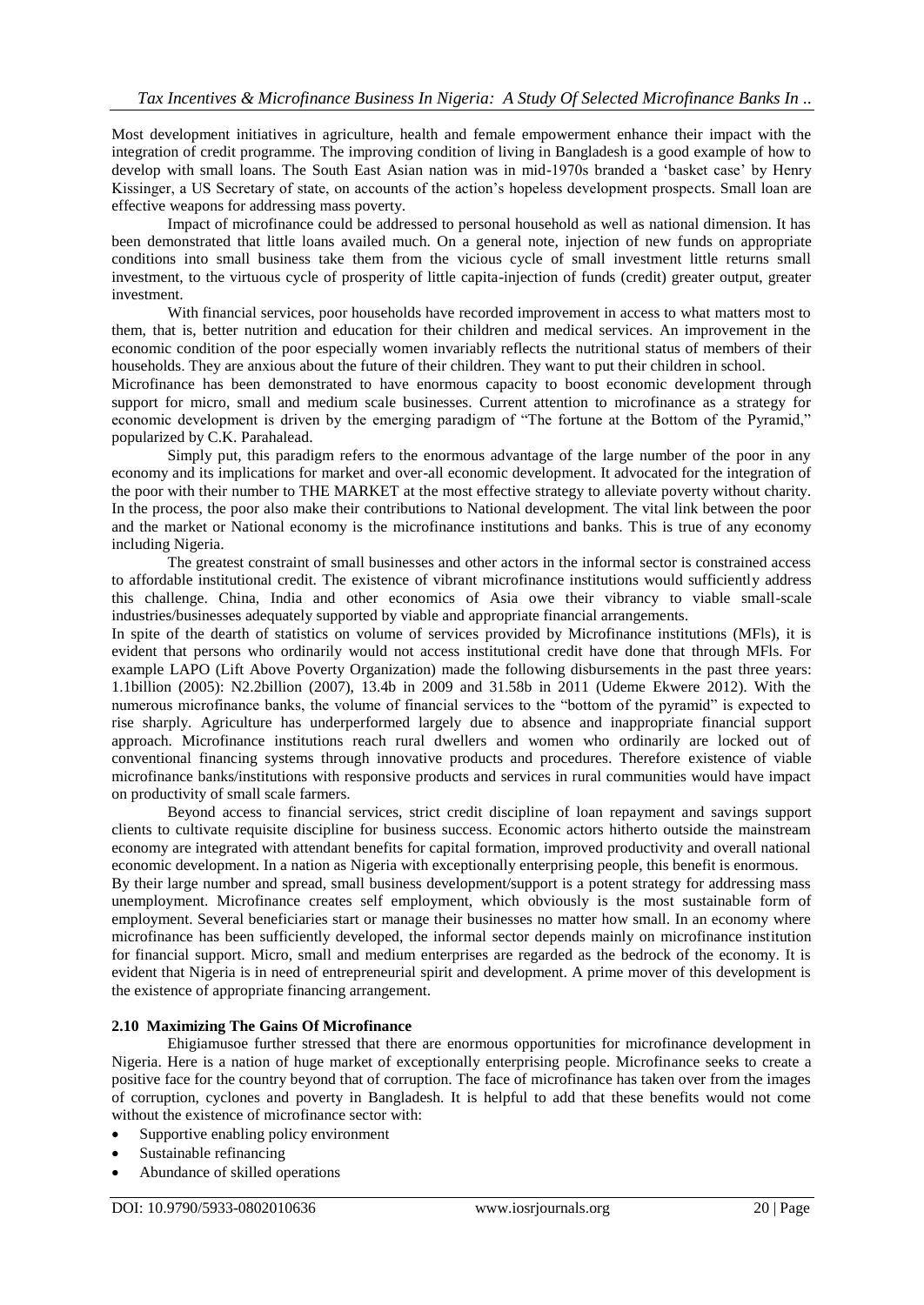Most development initiatives in agriculture, health and female empowerment enhance their impact with the integration of credit programme. The improving condition of living in Bangladesh is a good example of how to develop with small loans. The South East Asian nation was in mid-1970s branded a 'basket case' by Henry Kissinger, a US Secretary of state, on accounts of the action's hopeless development prospects. Small loan are effective weapons for addressing mass poverty.

Impact of microfinance could be addressed to personal household as well as national dimension. It has been demonstrated that little loans availed much. On a general note, injection of new funds on appropriate conditions into small business take them from the vicious cycle of small investment little returns small investment, to the virtuous cycle of prosperity of little capita-injection of funds (credit) greater output, greater investment.

With financial services, poor households have recorded improvement in access to what matters most to them, that is, better nutrition and education for their children and medical services. An improvement in the economic condition of the poor especially women invariably reflects the nutritional status of members of their households. They are anxious about the future of their children. They want to put their children in school.

Microfinance has been demonstrated to have enormous capacity to boost economic development through support for micro, small and medium scale businesses. Current attention to microfinance as a strategy for economic development is driven by the emerging paradigm of "The fortune at the Bottom of the Pyramid," popularized by C.K. Parahalead.

Simply put, this paradigm refers to the enormous advantage of the large number of the poor in any economy and its implications for market and over-all economic development. It advocated for the integration of the poor with their number to THE MARKET at the most effective strategy to alleviate poverty without charity. In the process, the poor also make their contributions to National development. The vital link between the poor and the market or National economy is the microfinance institutions and banks. This is true of any economy including Nigeria.

The greatest constraint of small businesses and other actors in the informal sector is constrained access to affordable institutional credit. The existence of vibrant microfinance institutions would sufficiently address this challenge. China, India and other economics of Asia owe their vibrancy to viable small-scale industries/businesses adequately supported by viable and appropriate financial arrangements.

In spite of the dearth of statistics on volume of services provided by Microfinance institutions (MFls), it is evident that persons who ordinarily would not access institutional credit have done that through MFls. For example LAPO (Lift Above Poverty Organization) made the following disbursements in the past three years: 1.1billion (2005): N2.2billion (2007), 13.4b in 2009 and 31.58b in 2011 (Udeme Ekwere 2012). With the numerous microfinance banks, the volume of financial services to the "bottom of the pyramid" is expected to rise sharply. Agriculture has underperformed largely due to absence and inappropriate financial support approach. Microfinance institutions reach rural dwellers and women who ordinarily are locked out of conventional financing systems through innovative products and procedures. Therefore existence of viable microfinance banks/institutions with responsive products and services in rural communities would have impact on productivity of small scale farmers.

Beyond access to financial services, strict credit discipline of loan repayment and savings support clients to cultivate requisite discipline for business success. Economic actors hitherto outside the mainstream economy are integrated with attendant benefits for capital formation, improved productivity and overall national economic development. In a nation as Nigeria with exceptionally enterprising people, this benefit is enormous.

By their large number and spread, small business development/support is a potent strategy for addressing mass unemployment. Microfinance creates self employment, which obviously is the most sustainable form of employment. Several beneficiaries start or manage their businesses no matter how small. In an economy where microfinance has been sufficiently developed, the informal sector depends mainly on microfinance institution for financial support. Micro, small and medium enterprises are regarded as the bedrock of the economy. It is evident that Nigeria is in need of entrepreneurial spirit and development. A prime mover of this development is the existence of appropriate financing arrangement.

### 2.10 Maximizing The Gains Of Microfinance

Ehigiamusoe further stressed that there are enormous opportunities for microfinance development in Nigeria. Here is a nation of huge market of exceptionally enterprising people. Microfinance seeks to create a positive face for the country beyond that of corruption. The face of microfinance has taken over from the images of corruption, cyclones and poverty in Bangladesh. It is helpful to add that these benefits would not come without the existence of microfinance sector with:

- Supportive enabling policy environment
- Sustainable refinancing
- Abundance of skilled operations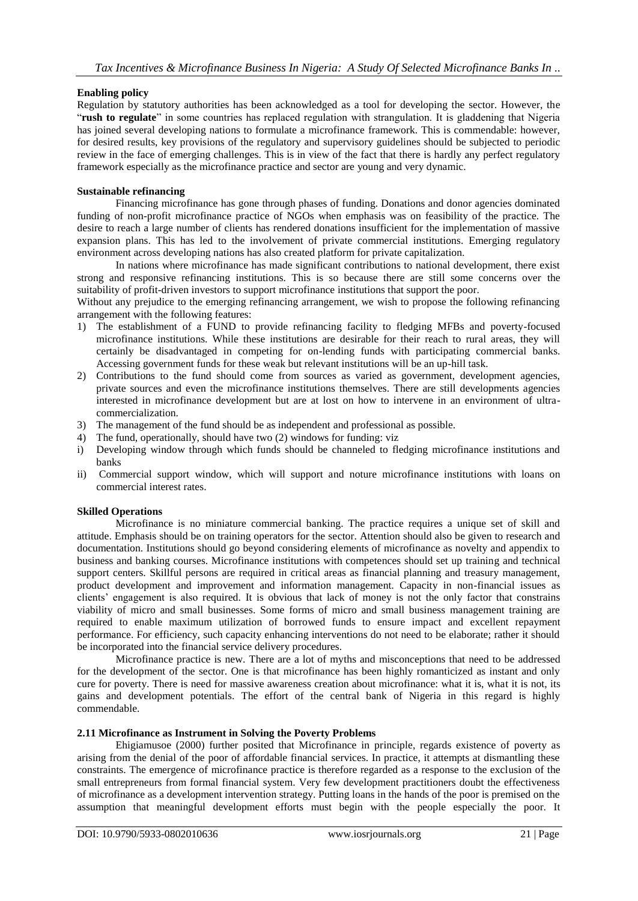**Enabling policy**

Regulation by statutory authorities has been acknowledged as a tool for developing the sector. However, the "**rush to regulate**" in some countries has replaced regulation with strangulation. It is gladdening that Nigeria has joined several developing nations to formulate a microfinance framework. This is commendable: however, for desired results, key provisions of the regulatory and supervisory guidelines should be subjected to periodic review in the face of emerging challenges. This is in view of the fact that there is hardly any perfect regulatory framework especially as the microfinance practice and sector are young and very dynamic.

**Sustainable refinancing**

Financing microfinance has gone through phases of funding. Donations and donor agencies dominated funding of non-profit microfinance practice of NGOs when emphasis was on feasibility of the practice. The desire to reach a large number of clients has rendered donations insufficient for the implementation of massive expansion plans. This has led to the involvement of private commercial institutions. Emerging regulatory environment across developing nations has also created platform for private capitalization.

In nations where microfinance has made significant contributions to national development, there exist strong and responsive refinancing institutions. This is so because there are still some concerns over the suitability of profit-driven investors to support microfinance institutions that support the poor.

Without any prejudice to the emerging refinancing arrangement, we wish to propose the following refinancing arrangement with the following features:

1) The establishment of a FUND to provide refinancing facility to fledging MFBs and poverty-focused microfinance institutions. While these institutions are desirable for their reach to rural areas, they will certainly be disadvantaged in competing for on-lending funds with participating commercial banks. Accessing government funds for these weak but relevant institutions will be an up-hill task.
2) Contributions to the fund should come from sources as varied as government, development agencies, private sources and even the microfinance institutions themselves. There are still developments agencies interested in microfinance development but are at lost on how to intervene in an environment of ultra-commercialization.
3) The management of the fund should be as independent and professional as possible.
4) The fund, operationally, should have two (2) windows for funding: viz
   i) Developing window through which funds should be channeled to fledging microfinance institutions and banks
   ii) Commercial support window, which will support and noture microfinance institutions with loans on commercial interest rates.

**Skilled Operations**

Microfinance is no miniature commercial banking. The practice requires a unique set of skill and attitude. Emphasis should be on training operators for the sector. Attention should also be given to research and documentation. Institutions should go beyond considering elements of microfinance as novelty and appendix to business and banking courses. Microfinance institutions with competences should set up training and technical support centers. Skillful persons are required in critical areas as financial planning and treasury management, product development and improvement and information management. Capacity in non-financial issues as clients' engagement is also required. It is obvious that lack of money is not the only factor that constrains viability of micro and small businesses. Some forms of micro and small business management training are required to enable maximum utilization of borrowed funds to ensure impact and excellent repayment performance. For efficiency, such capacity enhancing interventions do not need to be elaborate; rather it should be incorporated into the financial service delivery procedures.

Microfinance practice is new. There are a lot of myths and misconceptions that need to be addressed for the development of the sector. One is that microfinance has been highly romanticized as instant and only cure for poverty. There is need for massive awareness creation about microfinance: what it is, what it is not, its gains and development potentials. The effort of the central bank of Nigeria in this regard is highly commendable.

### 2.11 Microfinance as Instrument in Solving the Poverty Problems

Ehigiamusoe (2000) further posited that Microfinance in principle, regards existence of poverty as arising from the denial of the poor of affordable financial services. In practice, it attempts at dismantling these constraints. The emergence of microfinance practice is therefore regarded as a response to the exclusion of the small entrepreneurs from formal financial system. Very few development practitioners doubt the effectiveness of microfinance as a development intervention strategy. Putting loans in the hands of the poor is premised on the assumption that meaningful development efforts must begin with the people especially the poor. It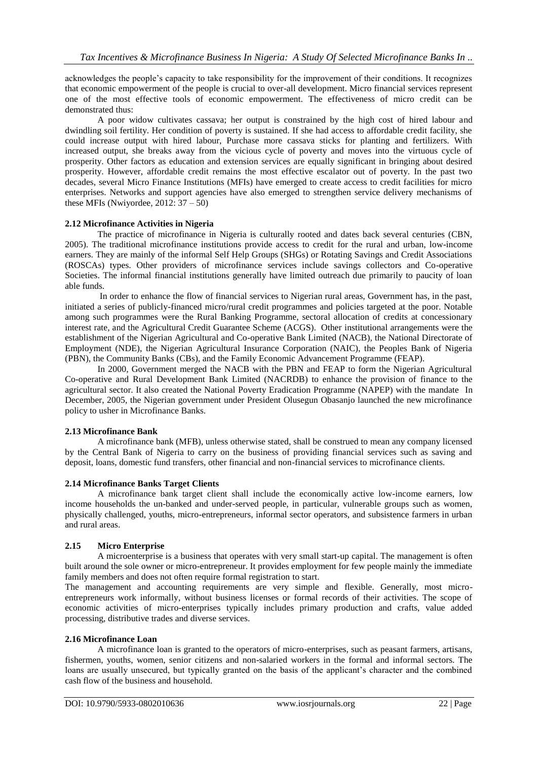acknowledges the people's capacity to take responsibility for the improvement of their conditions. It recognizes that economic empowerment of the people is crucial to over-all development. Micro financial services represent one of the most effective tools of economic empowerment. The effectiveness of micro credit can be demonstrated thus:

A poor widow cultivates cassava; her output is constrained by the high cost of hired labour and dwindling soil fertility. Her condition of poverty is sustained. If she had access to affordable credit facility, she could increase output with hired labour, Purchase more cassava sticks for planting and fertilizers. With increased output, she breaks away from the vicious cycle of poverty and moves into the virtuous cycle of prosperity. Other factors as education and extension services are equally significant in bringing about desired prosperity. However, affordable credit remains the most effective escalator out of poverty. In the past two decades, several Micro Finance Institutions (MFIs) have emerged to create access to credit facilities for micro enterprises. Networks and support agencies have also emerged to strengthen service delivery mechanisms of these MFIs (Nwiyordee, 2012: 37 – 50)

### 2.12 Microfinance Activities in Nigeria

The practice of microfinance in Nigeria is culturally rooted and dates back several centuries (CBN, 2005). The traditional microfinance institutions provide access to credit for the rural and urban, low-income earners. They are mainly of the informal Self Help Groups (SHGs) or Rotating Savings and Credit Associations (ROSCAs) types. Other providers of microfinance services include savings collectors and Co-operative Societies. The informal financial institutions generally have limited outreach due primarily to paucity of loan able funds.

In order to enhance the flow of financial services to Nigerian rural areas, Government has, in the past, initiated a series of publicly-financed micro/rural credit programmes and policies targeted at the poor. Notable among such programmes were the Rural Banking Programme, sectoral allocation of credits at concessionary interest rate, and the Agricultural Credit Guarantee Scheme (ACGS). Other institutional arrangements were the establishment of the Nigerian Agricultural and Co-operative Bank Limited (NACB), the National Directorate of Employment (NDE), the Nigerian Agricultural Insurance Corporation (NAIC), the Peoples Bank of Nigeria (PBN), the Community Banks (CBs), and the Family Economic Advancement Programme (FEAP).

In 2000, Government merged the NACB with the PBN and FEAP to form the Nigerian Agricultural Co-operative and Rural Development Bank Limited (NACRDB) to enhance the provision of finance to the agricultural sector. It also created the National Poverty Eradication Programme (NAPEP) with the mandate In December, 2005, the Nigerian government under President Olusegun Obasanjo launched the new microfinance policy to usher in Microfinance Banks.

### 2.13 Microfinance Bank

A microfinance bank (MFB), unless otherwise stated, shall be construed to mean any company licensed by the Central Bank of Nigeria to carry on the business of providing financial services such as saving and deposit, loans, domestic fund transfers, other financial and non-financial services to microfinance clients.

### 2.14 Microfinance Banks Target Clients

A microfinance bank target client shall include the economically active low-income earners, low income households the un-banked and under-served people, in particular, vulnerable groups such as women, physically challenged, youths, micro-entrepreneurs, informal sector operators, and subsistence farmers in urban and rural areas.

### 2.15 Micro Enterprise

A microenterprise is a business that operates with very small start-up capital. The management is often built around the sole owner or micro-entrepreneur. It provides employment for few people mainly the immediate family members and does not often require formal registration to start.

The management and accounting requirements are very simple and flexible. Generally, most micro-entrepreneurs work informally, without business licenses or formal records of their activities. The scope of economic activities of micro-enterprises typically includes primary production and crafts, value added processing, distributive trades and diverse services.

### 2.16 Microfinance Loan

A microfinance loan is granted to the operators of micro-enterprises, such as peasant farmers, artisans, fishermen, youths, women, senior citizens and non-salaried workers in the formal and informal sectors. The loans are usually unsecured, but typically granted on the basis of the applicant's character and the combined cash flow of the business and household.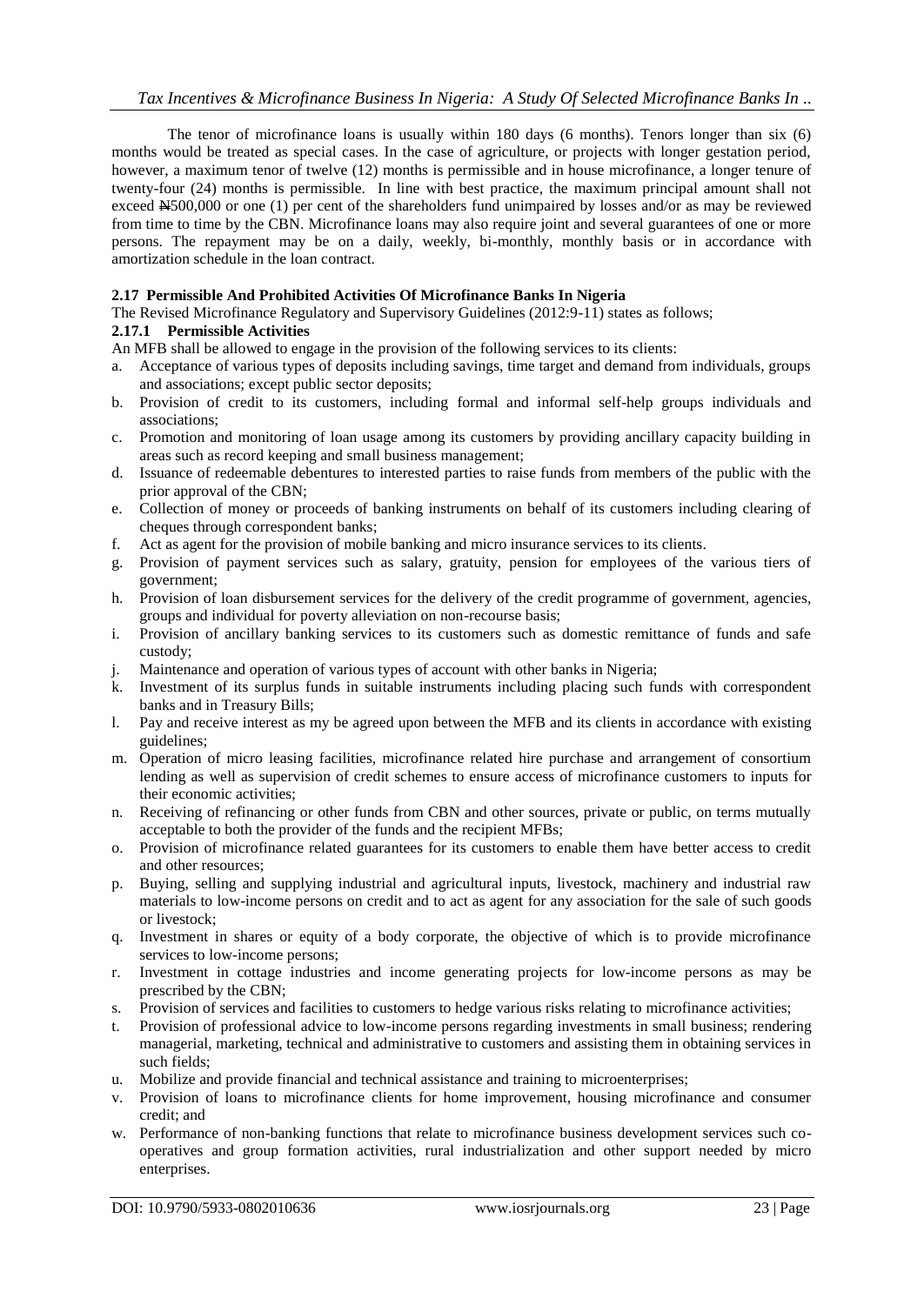The tenor of microfinance loans is usually within 180 days (6 months). Tenors longer than six (6) months would be treated as special cases. In the case of agriculture, or projects with longer gestation period, however, a maximum tenor of twelve (12) months is permissible and in house microfinance, a longer tenure of twenty-four (24) months is permissible. In line with best practice, the maximum principal amount shall not exceed ₦500,000 or one (1) per cent of the shareholders fund unimpaired by losses and/or as may be reviewed from time to time by the CBN. Microfinance loans may also require joint and several guarantees of one or more persons. The repayment may be on a daily, weekly, bi-monthly, monthly basis or in accordance with amortization schedule in the loan contract.

### 2.17 Permissible And Prohibited Activities Of Microfinance Banks In Nigeria

The Revised Microfinance Regulatory and Supervisory Guidelines (2012:9-11) states as follows;

#### 2.17.1 Permissible Activities

An MFB shall be allowed to engage in the provision of the following services to its clients:

a. Acceptance of various types of deposits including savings, time target and demand from individuals, groups and associations; except public sector deposits;
b. Provision of credit to its customers, including formal and informal self-help groups individuals and associations;
c. Promotion and monitoring of loan usage among its customers by providing ancillary capacity building in areas such as record keeping and small business management;
d. Issuance of redeemable debentures to interested parties to raise funds from members of the public with the prior approval of the CBN;
e. Collection of money or proceeds of banking instruments on behalf of its customers including clearing of cheques through correspondent banks;
f. Act as agent for the provision of mobile banking and micro insurance services to its clients.
g. Provision of payment services such as salary, gratuity, pension for employees of the various tiers of government;
h. Provision of loan disbursement services for the delivery of the credit programme of government, agencies, groups and individual for poverty alleviation on non-recourse basis;
i. Provision of ancillary banking services to its customers such as domestic remittance of funds and safe custody;
j. Maintenance and operation of various types of account with other banks in Nigeria;
k. Investment of its surplus funds in suitable instruments including placing such funds with correspondent banks and in Treasury Bills;
l. Pay and receive interest as my be agreed upon between the MFB and its clients in accordance with existing guidelines;
m. Operation of micro leasing facilities, microfinance related hire purchase and arrangement of consortium lending as well as supervision of credit schemes to ensure access of microfinance customers to inputs for their economic activities;
n. Receiving of refinancing or other funds from CBN and other sources, private or public, on terms mutually acceptable to both the provider of the funds and the recipient MFBs;
o. Provision of microfinance related guarantees for its customers to enable them have better access to credit and other resources;
p. Buying, selling and supplying industrial and agricultural inputs, livestock, machinery and industrial raw materials to low-income persons on credit and to act as agent for any association for the sale of such goods or livestock;
q. Investment in shares or equity of a body corporate, the objective of which is to provide microfinance services to low-income persons;
r. Investment in cottage industries and income generating projects for low-income persons as may be prescribed by the CBN;
s. Provision of services and facilities to customers to hedge various risks relating to microfinance activities;
t. Provision of professional advice to low-income persons regarding investments in small business; rendering managerial, marketing, technical and administrative to customers and assisting them in obtaining services in such fields;
u. Mobilize and provide financial and technical assistance and training to microenterprises;
v. Provision of loans to microfinance clients for home improvement, housing microfinance and consumer credit; and
w. Performance of non-banking functions that relate to microfinance business development services such co-operatives and group formation activities, rural industrialization and other support needed by micro enterprises.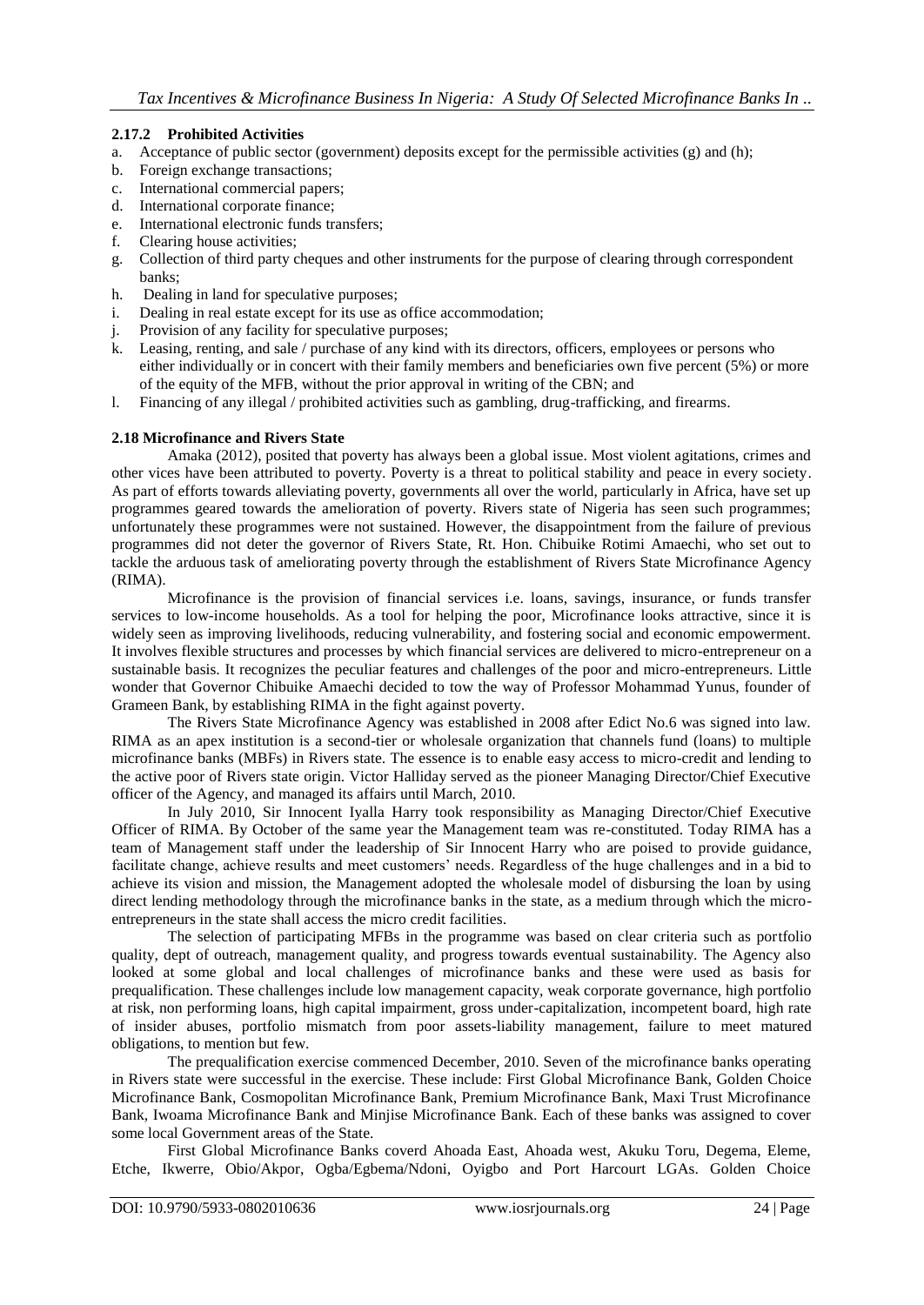### 2.17.2 Prohibited Activities

a. Acceptance of public sector (government) deposits except for the permissible activities (g) and (h);
b. Foreign exchange transactions;
c. International commercial papers;
d. International corporate finance;
e. International electronic funds transfers;
f. Clearing house activities;
g. Collection of third party cheques and other instruments for the purpose of clearing through correspondent banks;
h. Dealing in land for speculative purposes;
i. Dealing in real estate except for its use as office accommodation;
j. Provision of any facility for speculative purposes;
k. Leasing, renting, and sale / purchase of any kind with its directors, officers, employees or persons who either individually or in concert with their family members and beneficiaries own five percent (5%) or more of the equity of the MFB, without the prior approval in writing of the CBN; and
l. Financing of any illegal / prohibited activities such as gambling, drug-trafficking, and firearms.

### 2.18 Microfinance and Rivers State

Amaka (2012), posited that poverty has always been a global issue. Most violent agitations, crimes and other vices have been attributed to poverty. Poverty is a threat to political stability and peace in every society. As part of efforts towards alleviating poverty, governments all over the world, particularly in Africa, have set up programmes geared towards the amelioration of poverty. Rivers state of Nigeria has seen such programmes; unfortunately these programmes were not sustained. However, the disappointment from the failure of previous programmes did not deter the governor of Rivers State, Rt. Hon. Chibuike Rotimi Amaechi, who set out to tackle the arduous task of ameliorating poverty through the establishment of Rivers State Microfinance Agency (RIMA).

Microfinance is the provision of financial services i.e. loans, savings, insurance, or funds transfer services to low-income households. As a tool for helping the poor, Microfinance looks attractive, since it is widely seen as improving livelihoods, reducing vulnerability, and fostering social and economic empowerment. It involves flexible structures and processes by which financial services are delivered to micro-entrepreneur on a sustainable basis. It recognizes the peculiar features and challenges of the poor and micro-entrepreneurs. Little wonder that Governor Chibuike Amaechi decided to tow the way of Professor Mohammad Yunus, founder of Grameen Bank, by establishing RIMA in the fight against poverty.

The Rivers State Microfinance Agency was established in 2008 after Edict No.6 was signed into law. RIMA as an apex institution is a second-tier or wholesale organization that channels fund (loans) to multiple microfinance banks (MBFs) in Rivers state. The essence is to enable easy access to micro-credit and lending to the active poor of Rivers state origin. Victor Halliday served as the pioneer Managing Director/Chief Executive officer of the Agency, and managed its affairs until March, 2010.

In July 2010, Sir Innocent Iyalla Harry took responsibility as Managing Director/Chief Executive Officer of RIMA. By October of the same year the Management team was re-constituted. Today RIMA has a team of Management staff under the leadership of Sir Innocent Harry who are poised to provide guidance, facilitate change, achieve results and meet customers' needs. Regardless of the huge challenges and in a bid to achieve its vision and mission, the Management adopted the wholesale model of disbursing the loan by using direct lending methodology through the microfinance banks in the state, as a medium through which the micro-entrepreneurs in the state shall access the micro credit facilities.

The selection of participating MFBs in the programme was based on clear criteria such as portfolio quality, dept of outreach, management quality, and progress towards eventual sustainability. The Agency also looked at some global and local challenges of microfinance banks and these were used as basis for prequalification. These challenges include low management capacity, weak corporate governance, high portfolio at risk, non performing loans, high capital impairment, gross under-capitalization, incompetent board, high rate of insider abuses, portfolio mismatch from poor assets-liability management, failure to meet matured obligations, to mention but few.

The prequalification exercise commenced December, 2010. Seven of the microfinance banks operating in Rivers state were successful in the exercise. These include: First Global Microfinance Bank, Golden Choice Microfinance Bank, Cosmopolitan Microfinance Bank, Premium Microfinance Bank, Maxi Trust Microfinance Bank, Iwoama Microfinance Bank and Minjise Microfinance Bank. Each of these banks was assigned to cover some local Government areas of the State.

First Global Microfinance Banks coverd Ahoada East, Ahoada west, Akuku Toru, Degema, Eleme, Etche, Ikwerre, Obio/Akpor, Ogba/Egbema/Ndoni, Oyigbo and Port Harcourt LGAs. Golden Choice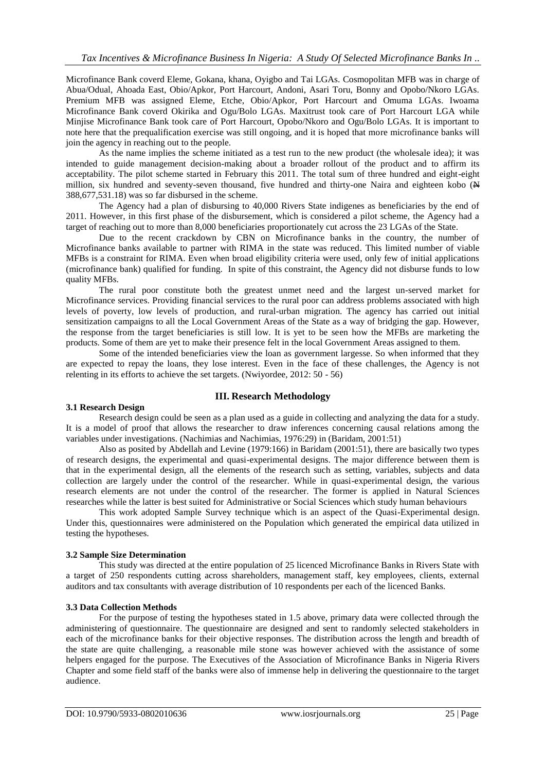Microfinance Bank coverd Eleme, Gokana, khana, Oyigbo and Tai LGAs. Cosmopolitan MFB was in charge of Abua/Odual, Ahoada East, Obio/Apkor, Port Harcourt, Andoni, Asari Toru, Bonny and Opobo/Nkoro LGAs. Premium MFB was assigned Eleme, Etche, Obio/Apkor, Port Harcourt and Omuma LGAs. Iwoama Microfinance Bank coverd Okirika and Ogu/Bolo LGAs. Maxitrust took care of Port Harcourt LGA while Minjise Microfinance Bank took care of Port Harcourt, Opobo/Nkoro and Ogu/Bolo LGAs. It is important to note here that the prequalification exercise was still ongoing, and it is hoped that more microfinance banks will join the agency in reaching out to the people.

As the name implies the scheme initiated as a test run to the new product (the wholesale idea); it was intended to guide management decision-making about a broader rollout of the product and to affirm its acceptability. The pilot scheme started in February this 2011. The total sum of three hundred and eight-eight million, six hundred and seventy-seven thousand, five hundred and thirty-one Naira and eighteen kobo (₦ 388,677,531.18) was so far disbursed in the scheme.

The Agency had a plan of disbursing to 40,000 Rivers State indigenes as beneficiaries by the end of 2011. However, in this first phase of the disbursement, which is considered a pilot scheme, the Agency had a target of reaching out to more than 8,000 beneficiaries proportionately cut across the 23 LGAs of the State.

Due to the recent crackdown by CBN on Microfinance banks in the country, the number of Microfinance banks available to partner with RIMA in the state was reduced. This limited number of viable MFBs is a constraint for RIMA. Even when broad eligibility criteria were used, only few of initial applications (microfinance bank) qualified for funding. In spite of this constraint, the Agency did not disburse funds to low quality MFBs.

The rural poor constitute both the greatest unmet need and the largest un-served market for Microfinance services. Providing financial services to the rural poor can address problems associated with high levels of poverty, low levels of production, and rural-urban migration. The agency has carried out initial sensitization campaigns to all the Local Government Areas of the State as a way of bridging the gap. However, the response from the target beneficiaries is still low. It is yet to be seen how the MFBs are marketing the products. Some of them are yet to make their presence felt in the local Government Areas assigned to them.

Some of the intended beneficiaries view the loan as government largesse. So when informed that they are expected to repay the loans, they lose interest. Even in the face of these challenges, the Agency is not relenting in its efforts to achieve the set targets. (Nwiyordee, 2012: 50 - 56)

## III. Research Methodology

### 3.1 Research Design

Research design could be seen as a plan used as a guide in collecting and analyzing the data for a study. It is a model of proof that allows the researcher to draw inferences concerning causal relations among the variables under investigations. (Nachimias and Nachimias, 1976:29) in (Baridam, 2001:51)

Also as posited by Abdellah and Levine (1979:166) in Baridam (2001:51), there are basically two types of research designs, the experimental and quasi-experimental designs. The major difference between them is that in the experimental design, all the elements of the research such as setting, variables, subjects and data collection are largely under the control of the researcher. While in quasi-experimental design, the various research elements are not under the control of the researcher. The former is applied in Natural Sciences researches while the latter is best suited for Administrative or Social Sciences which study human behaviours

This work adopted Sample Survey technique which is an aspect of the Quasi-Experimental design. Under this, questionnaires were administered on the Population which generated the empirical data utilized in testing the hypotheses.

### 3.2 Sample Size Determination

This study was directed at the entire population of 25 licenced Microfinance Banks in Rivers State with a target of 250 respondents cutting across shareholders, management staff, key employees, clients, external auditors and tax consultants with average distribution of 10 respondents per each of the licenced Banks.

### 3.3 Data Collection Methods

For the purpose of testing the hypotheses stated in 1.5 above, primary data were collected through the administering of questionnaire. The questionnaire are designed and sent to randomly selected stakeholders in each of the microfinance banks for their objective responses. The distribution across the length and breadth of the state are quite challenging, a reasonable mile stone was however achieved with the assistance of some helpers engaged for the purpose. The Executives of the Association of Microfinance Banks in Nigeria Rivers Chapter and some field staff of the banks were also of immense help in delivering the questionnaire to the target audience.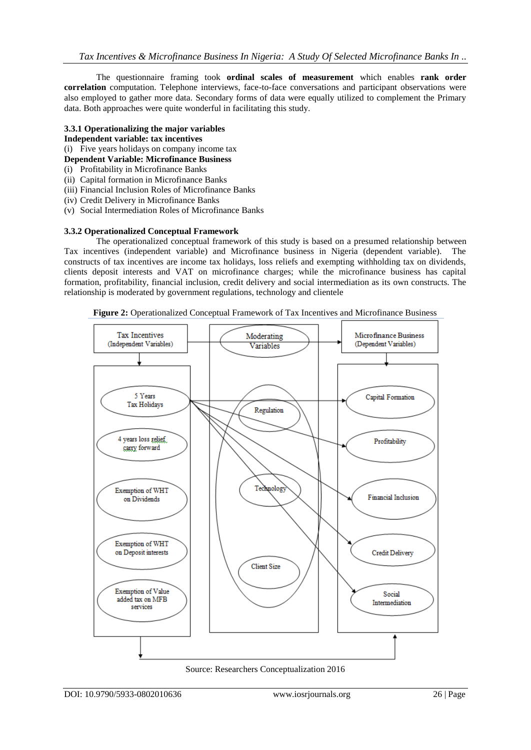The questionnaire framing took **ordinal scales of measurement** which enables **rank order correlation** computation. Telephone interviews, face-to-face conversations and participant observations were also employed to gather more data. Secondary forms of data were equally utilized to complement the Primary data. Both approaches were quite wonderful in facilitating this study.

### 3.3.1 Operationalizing the major variables

**Independent variable: tax incentives**

(i) Five years holidays on company income tax

**Dependent Variable: Microfinance Business**

(i) Profitability in Microfinance Banks
(ii) Capital formation in Microfinance Banks
(iii) Financial Inclusion Roles of Microfinance Banks
(iv) Credit Delivery in Microfinance Banks
(v) Social Intermediation Roles of Microfinance Banks

### 3.3.2 Operationalized Conceptual Framework

The operationalized conceptual framework of this study is based on a presumed relationship between Tax incentives (independent variable) and Microfinance business in Nigeria (dependent variable). The constructs of tax incentives are income tax holidays, loss reliefs and exempting withholding tax on dividends, clients deposit interests and VAT on microfinance charges; while the microfinance business has capital formation, profitability, financial inclusion, credit delivery and social intermediation as its own constructs. The relationship is moderated by government regulations, technology and clientele

**Figure 2:** Operationalized Conceptual Framework of Tax Incentives and Microfinance Business

Tax Incentives (Independent Variables)
Moderating Variables
Microfinance Business (Dependent Variables)

5 Years Tax Holidays
4 years loss relief carry forward
Exemption of WHT on Dividends
Exemption of WHT on Deposit interests
Exemption of Value added tax on MFB services

Regulation
Technology
Client Size

Capital Formation
Profitability
Financial Inclusion
Credit Delivery
Social Intermediation

Source: Researchers Conceptualization 2016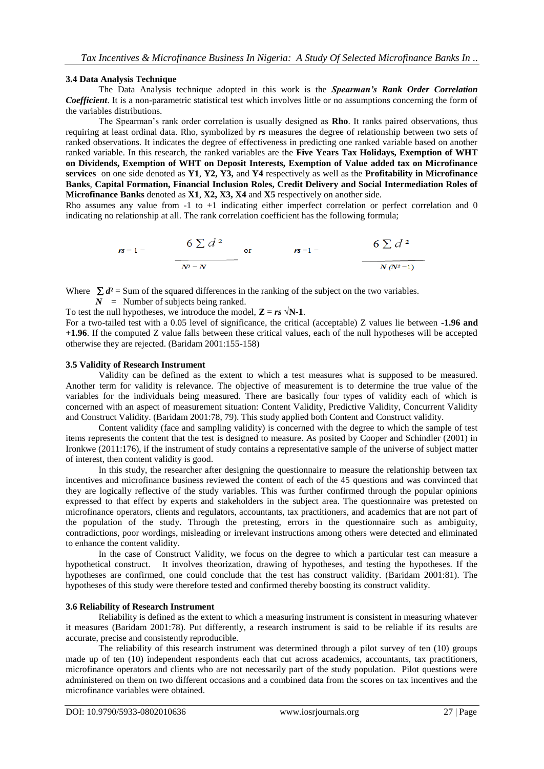### 3.4 Data Analysis Technique

The Data Analysis technique adopted in this work is the ***Spearman's Rank Order Correlation Coefficient***. It is a non-parametric statistical test which involves little or no assumptions concerning the form of the variables distributions.

The Spearman's rank order correlation is usually designed as **Rho**. It ranks paired observations, thus requiring at least ordinal data. Rho, symbolized by ***rs*** measures the degree of relationship between two sets of ranked observations. It indicates the degree of effectiveness in predicting one ranked variable based on another ranked variable. In this research, the ranked variables are the **Five Years Tax Holidays, Exemption of WHT on Dividends, Exemption of WHT on Deposit Interests, Exemption of Value added tax on Microfinance services** on one side denoted as **Y1**, **Y2, Y3,** and **Y4** respectively as well as the **Profitability in Microfinance Banks**, **Capital Formation, Financial Inclusion Roles, Credit Delivery and Social Intermediation Roles of Microfinance Banks** denoted as **X1**, **X2, X3, X4** and **X5** respectively on another side.

Rho assumes any value from -1 to +1 indicating either imperfect correlation or perfect correlation and 0 indicating no relationship at all. The rank correlation coefficient has the following formula;

$$rs = 1 - \frac{6 \sum d^2}{N^3 - N} \quad \text{or} \quad rs = 1 - \frac{6 \sum d^2}{N(N^2 - 1)}$$

Where $\sum d^2$ = Sum of the squared differences in the ranking of the subject on the two variables.

$N$ = Number of subjects being ranked.

To test the null hypotheses, we introduce the model, $\mathbf{Z} = rs\ \sqrt{\mathbf{N}-1}$.

For a two-tailed test with a 0.05 level of significance, the critical (acceptable) Z values lie between **-1.96 and +1.96**. If the computed Z value falls between these critical values, each of the null hypotheses will be accepted otherwise they are rejected. (Baridam 2001:155-158)

### 3.5 Validity of Research Instrument

Validity can be defined as the extent to which a test measures what is supposed to be measured. Another term for validity is relevance. The objective of measurement is to determine the true value of the variables for the individuals being measured. There are basically four types of validity each of which is concerned with an aspect of measurement situation: Content Validity, Predictive Validity, Concurrent Validity and Construct Validity. (Baridam 2001:78, 79). This study applied both Content and Construct validity.

Content validity (face and sampling validity) is concerned with the degree to which the sample of test items represents the content that the test is designed to measure. As posited by Cooper and Schindler (2001) in Ironkwe (2011:176), if the instrument of study contains a representative sample of the universe of subject matter of interest, then content validity is good.

In this study, the researcher after designing the questionnaire to measure the relationship between tax incentives and microfinance business reviewed the content of each of the 45 questions and was convinced that they are logically reflective of the study variables. This was further confirmed through the popular opinions expressed to that effect by experts and stakeholders in the subject area. The questionnaire was pretested on microfinance operators, clients and regulators, accountants, tax practitioners, and academics that are not part of the population of the study. Through the pretesting, errors in the questionnaire such as ambiguity, contradictions, poor wordings, misleading or irrelevant instructions among others were detected and eliminated to enhance the content validity.

In the case of Construct Validity, we focus on the degree to which a particular test can measure a hypothetical construct. It involves theorization, drawing of hypotheses, and testing the hypotheses. If the hypotheses are confirmed, one could conclude that the test has construct validity. (Baridam 2001:81). The hypotheses of this study were therefore tested and confirmed thereby boosting its construct validity.

### 3.6 Reliability of Research Instrument

Reliability is defined as the extent to which a measuring instrument is consistent in measuring whatever it measures (Baridam 2001:78). Put differently, a research instrument is said to be reliable if its results are accurate, precise and consistently reproducible.

The reliability of this research instrument was determined through a pilot survey of ten (10) groups made up of ten (10) independent respondents each that cut across academics, accountants, tax practitioners, microfinance operators and clients who are not necessarily part of the study population. Pilot questions were administered on them on two different occasions and a combined data from the scores on tax incentives and the microfinance variables were obtained.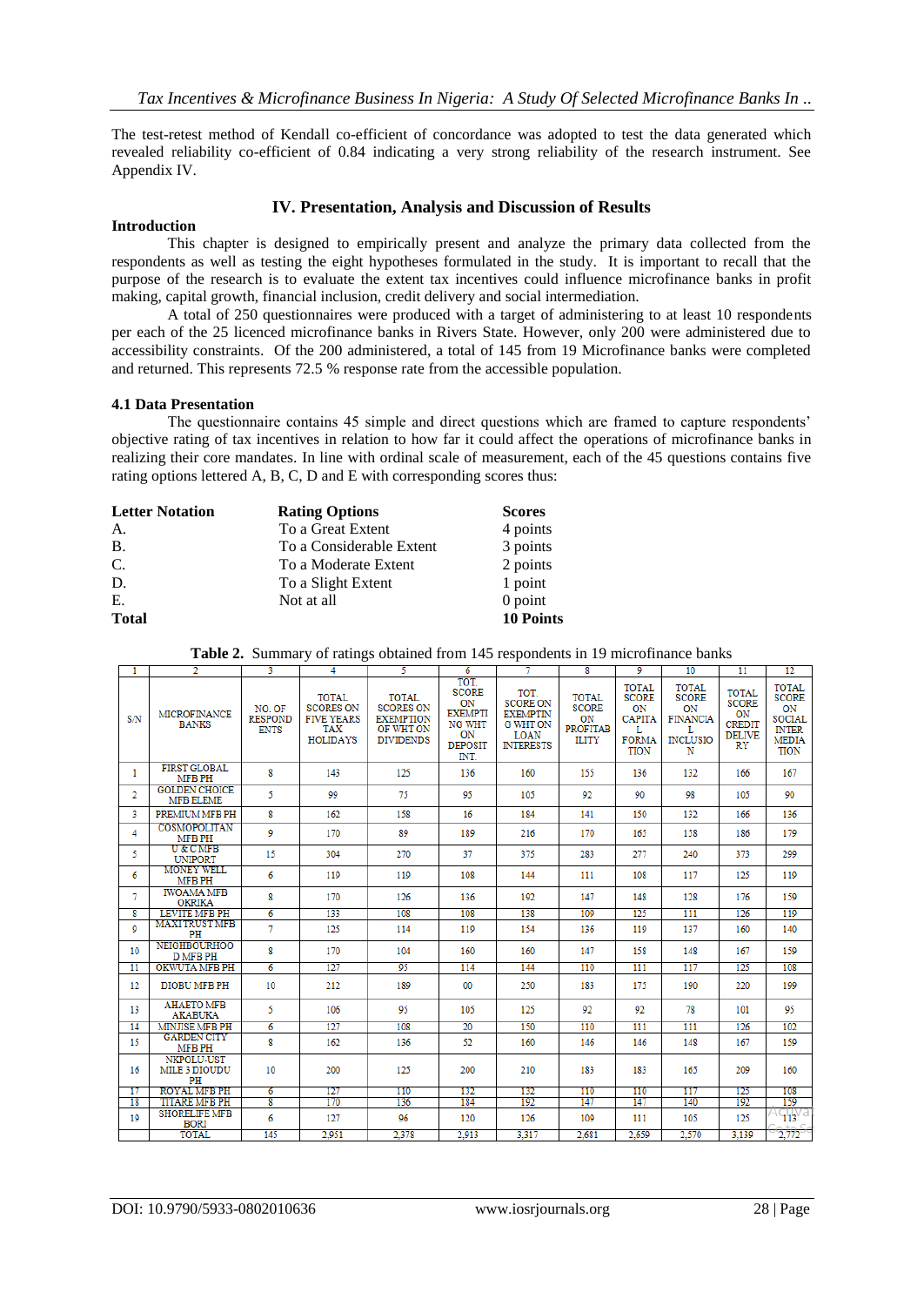The test-retest method of Kendall co-efficient of concordance was adopted to test the data generated which revealed reliability co-efficient of 0.84 indicating a very strong reliability of the research instrument. See Appendix IV.

## IV. Presentation, Analysis and Discussion of Results

### Introduction

This chapter is designed to empirically present and analyze the primary data collected from the respondents as well as testing the eight hypotheses formulated in the study. It is important to recall that the purpose of the research is to evaluate the extent tax incentives could influence microfinance banks in profit making, capital growth, financial inclusion, credit delivery and social intermediation.

A total of 250 questionnaires were produced with a target of administering to at least 10 respondents per each of the 25 licenced microfinance banks in Rivers State. However, only 200 were administered due to accessibility constraints. Of the 200 administered, a total of 145 from 19 Microfinance banks were completed and returned. This represents 72.5 % response rate from the accessible population.

### 4.1 Data Presentation

The questionnaire contains 45 simple and direct questions which are framed to capture respondents' objective rating of tax incentives in relation to how far it could affect the operations of microfinance banks in realizing their core mandates. In line with ordinal scale of measurement, each of the 45 questions contains five rating options lettered A, B, C, D and E with corresponding scores thus:

| Letter Notation | Rating Options | Scores |
|---|---|---|
| A. | To a Great Extent | 4 points |
| B. | To a Considerable Extent | 3 points |
| C. | To a Moderate Extent | 2 points |
| D. | To a Slight Extent | 1 point |
| E. | Not at all | 0 point |
| **Total** | | **10 Points** |

**Table 2.** Summary of ratings obtained from 145 respondents in 19 microfinance banks

| 1 | 2 | 3 | 4 | 5 | 6 | 7 | 8 | 9 | 10 | 11 | 12 |
|---|---|---|---|---|---|---|---|---|---|---|---|
| S/N | MICROFINANCE BANKS | NO. OF RESPONDENTS | TOTAL SCORES ON FIVE YEARS TAX HOLIDAYS | TOTAL SCORES ON EXEMPTION OF WHT ON DIVIDENDS | TOT. SCORE ON EXEMPTING WHT ON DEPOSIT INT. | TOT. SCORE ON EXEMPTING WHT ON LOAN INTERESTS | TOTAL SCORE ON PROFITABILITY | TOTAL SCORE ON CAPITAL FORMATION | TOTAL SCORE ON FINANCIAL INCLUSION | TOTAL SCORE ON CREDIT DELIVERY | TOTAL SCORE ON SOCIAL INTERMEDIATION |
| 1 | FIRST GLOBAL MFB PH | 8 | 143 | 125 | 136 | 160 | 155 | 136 | 132 | 166 | 167 |
| 2 | GOLDEN CHOICE MFB ELEME | 5 | 99 | 75 | 95 | 105 | 92 | 90 | 98 | 105 | 90 |
| 3 | PREMIUM MFB PH | 8 | 162 | 158 | 16 | 184 | 141 | 150 | 132 | 166 | 136 |
| 4 | COSMOPOLITAN MFB PH | 9 | 170 | 89 | 189 | 216 | 170 | 165 | 158 | 186 | 179 |
| 5 | U & C MFB UNIPORT | 15 | 304 | 270 | 37 | 375 | 283 | 277 | 240 | 373 | 299 |
| 6 | MONEY WELL MFB PH | 6 | 119 | 119 | 108 | 144 | 111 | 108 | 117 | 125 | 119 |
| 7 | IWOAMA MFB OKRIKA | 8 | 170 | 126 | 136 | 192 | 147 | 148 | 128 | 176 | 159 |
| 8 | LEVITE MFB PH | 6 | 133 | 108 | 108 | 138 | 109 | 125 | 111 | 126 | 119 |
| 9 | MAXI TRUST MFB PH | 7 | 125 | 114 | 119 | 154 | 136 | 119 | 137 | 160 | 140 |
| 10 | NEIGHBOURHOOD MFB PH | 8 | 170 | 104 | 160 | 160 | 147 | 158 | 148 | 167 | 159 |
| 11 | OKWUTA MFB PH | 6 | 127 | 95 | 114 | 144 | 110 | 111 | 117 | 125 | 108 |
| 12 | DIOBU MFB PH | 10 | 212 | 189 | 00 | 250 | 183 | 175 | 190 | 220 | 199 |
| 13 | AHAETO MFB AKABUKA | 5 | 106 | 95 | 105 | 125 | 92 | 92 | 78 | 101 | 95 |
| 14 | MINJISE MFB PH | 6 | 127 | 108 | 20 | 150 | 110 | 111 | 111 | 126 | 102 |
| 15 | GARDEN CITY MFB PH | 8 | 162 | 136 | 52 | 160 | 146 | 146 | 148 | 167 | 159 |
| 16 | NKPOLU-UST MILE 3 DIOUDU PH | 10 | 200 | 125 | 200 | 210 | 183 | 183 | 165 | 209 | 160 |
| 17 | ROYAL MFB PH | 6 | 127 | 110 | 132 | 132 | 110 | 110 | 117 | 125 | 108 |
| 18 | TITARE MFB PH | 8 | 170 | 136 | 184 | 192 | 147 | 147 | 140 | 192 | 159 |
| 19 | SHORELIFE MFB BORI | 6 | 127 | 96 | 120 | 126 | 109 | 111 | 105 | 125 | 113 |
| | TOTAL | 145 | 2,951 | 2,378 | 2,913 | 3,317 | 2,681 | 2,659 | 2,570 | 3,139 | 2,772 |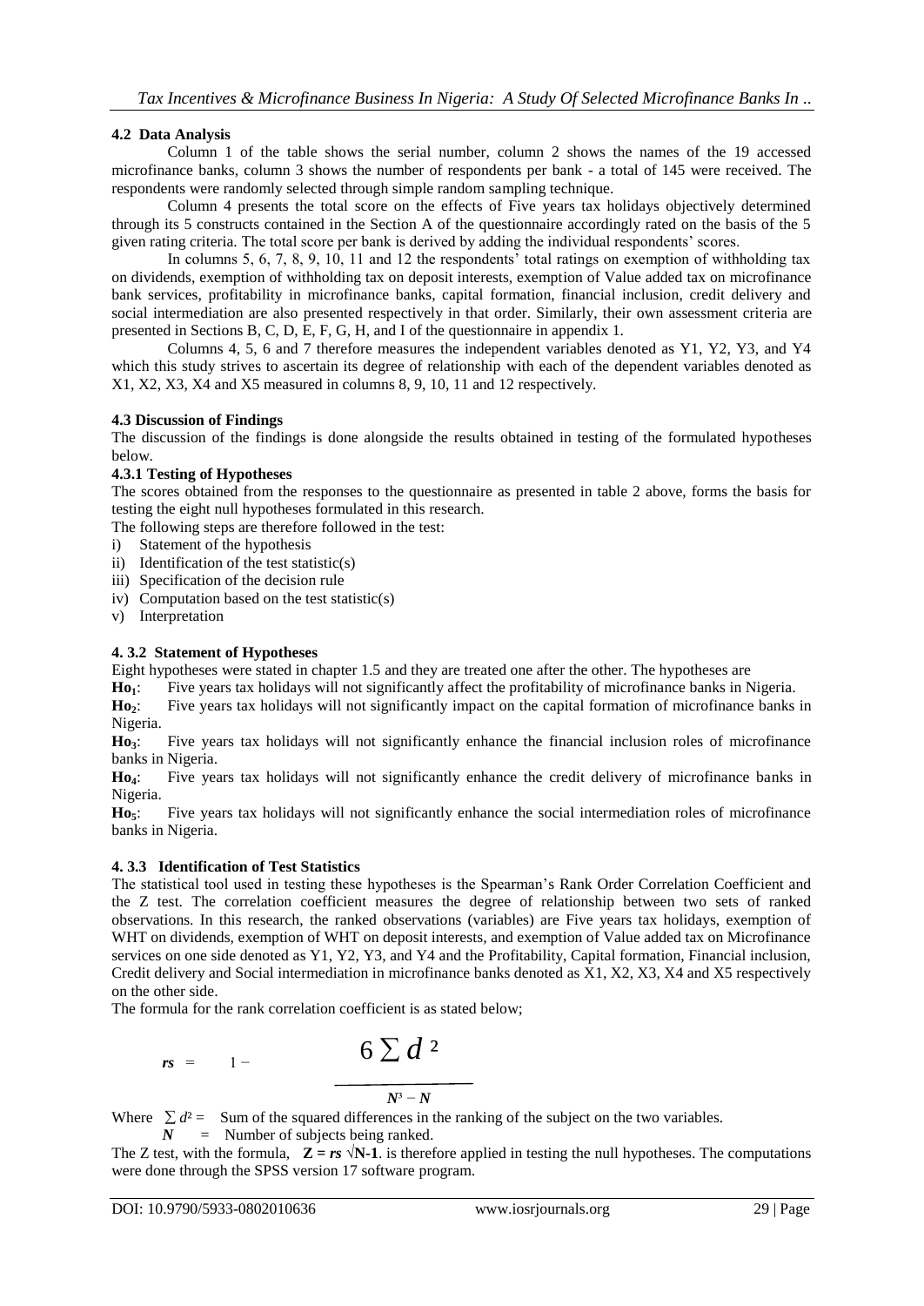### 4.2 Data Analysis

Column 1 of the table shows the serial number, column 2 shows the names of the 19 accessed microfinance banks, column 3 shows the number of respondents per bank - a total of 145 were received. The respondents were randomly selected through simple random sampling technique.

Column 4 presents the total score on the effects of Five years tax holidays objectively determined through its 5 constructs contained in the Section A of the questionnaire accordingly rated on the basis of the 5 given rating criteria. The total score per bank is derived by adding the individual respondents' scores.

In columns 5, 6, 7, 8, 9, 10, 11 and 12 the respondents' total ratings on exemption of withholding tax on dividends, exemption of withholding tax on deposit interests, exemption of Value added tax on microfinance bank services, profitability in microfinance banks, capital formation, financial inclusion, credit delivery and social intermediation are also presented respectively in that order. Similarly, their own assessment criteria are presented in Sections B, C, D, E, F, G, H, and I of the questionnaire in appendix 1.

Columns 4, 5, 6 and 7 therefore measures the independent variables denoted as Y1, Y2, Y3, and Y4 which this study strives to ascertain its degree of relationship with each of the dependent variables denoted as X1, X2, X3, X4 and X5 measured in columns 8, 9, 10, 11 and 12 respectively.

### 4.3 Discussion of Findings

The discussion of the findings is done alongside the results obtained in testing of the formulated hypotheses below.

#### 4.3.1 Testing of Hypotheses

The scores obtained from the responses to the questionnaire as presented in table 2 above, forms the basis for testing the eight null hypotheses formulated in this research.

The following steps are therefore followed in the test:

i) Statement of the hypothesis
ii) Identification of the test statistic(s)
iii) Specification of the decision rule
iv) Computation based on the test statistic(s)
v) Interpretation

#### 4. 3.2 Statement of Hypotheses

Eight hypotheses were stated in chapter 1.5 and they are treated one after the other. The hypotheses are

**$Ho_1$**: Five years tax holidays will not significantly affect the profitability of microfinance banks in Nigeria.

**$Ho_2$**: Five years tax holidays will not significantly impact on the capital formation of microfinance banks in Nigeria.

**$Ho_3$**: Five years tax holidays will not significantly enhance the financial inclusion roles of microfinance banks in Nigeria.

**$Ho_4$**: Five years tax holidays will not significantly enhance the credit delivery of microfinance banks in Nigeria.

**$Ho_5$**: Five years tax holidays will not significantly enhance the social intermediation roles of microfinance banks in Nigeria.

#### 4. 3.3 Identification of Test Statistics

The statistical tool used in testing these hypotheses is the Spearman's Rank Order Correlation Coefficient and the Z test. The correlation coefficient measures the degree of relationship between two sets of ranked observations. In this research, the ranked observations (variables) are Five years tax holidays, exemption of WHT on dividends, exemption of WHT on deposit interests, and exemption of Value added tax on Microfinance services on one side denoted as Y1, Y2, Y3, and Y4 and the Profitability, Capital formation, Financial inclusion, Credit delivery and Social intermediation in microfinance banks denoted as X1, X2, X3, X4 and X5 respectively on the other side.

The formula for the rank correlation coefficient is as stated below;

$$r_s = 1 - \frac{6 \sum d^2}{N^3 - N}$$

Where $\sum d^2$ = Sum of the squared differences in the ranking of the subject on the two variables.
$N$ = Number of subjects being ranked.

The Z test, with the formula, $\mathbf{Z = r_s \sqrt{N-1}}$. is therefore applied in testing the null hypotheses. The computations were done through the SPSS version 17 software program.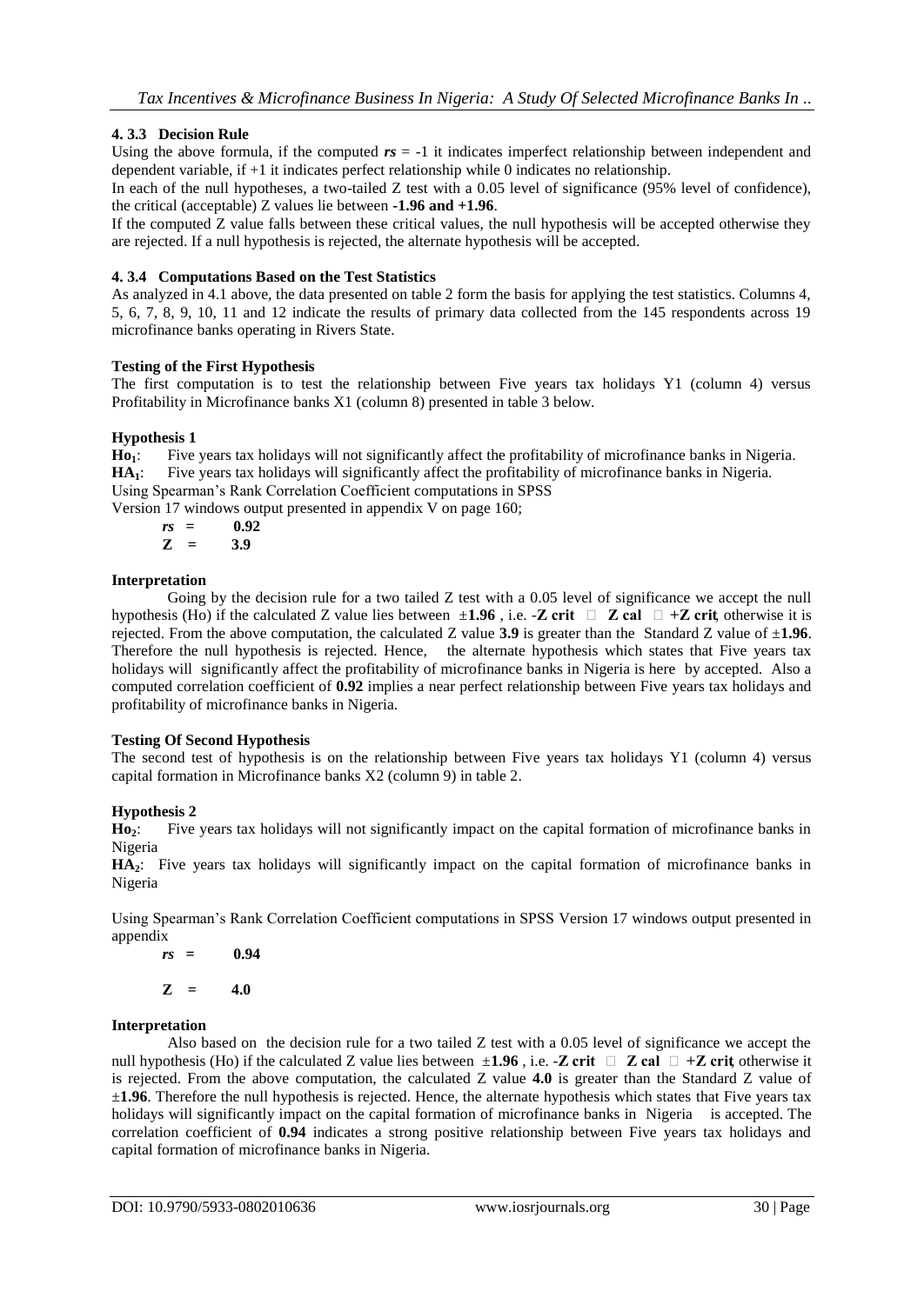#### 4. 3.3 Decision Rule

Using the above formula, if the computed $rs$ = -1 it indicates imperfect relationship between independent and dependent variable, if +1 it indicates perfect relationship while 0 indicates no relationship.

In each of the null hypotheses, a two-tailed Z test with a 0.05 level of significance (95% level of confidence), the critical (acceptable) Z values lie between **-1.96 and +1.96**.

If the computed Z value falls between these critical values, the null hypothesis will be accepted otherwise they are rejected. If a null hypothesis is rejected, the alternate hypothesis will be accepted.

#### 4. 3.4 Computations Based on the Test Statistics

As analyzed in 4.1 above, the data presented on table 2 form the basis for applying the test statistics. Columns 4, 5, 6, 7, 8, 9, 10, 11 and 12 indicate the results of primary data collected from the 145 respondents across 19 microfinance banks operating in Rivers State.

**Testing of the First Hypothesis**

The first computation is to test the relationship between Five years tax holidays Y1 (column 4) versus Profitability in Microfinance banks X1 (column 8) presented in table 3 below.

**Hypothesis 1**

**$Ho_1$**: Five years tax holidays will not significantly affect the profitability of microfinance banks in Nigeria.
**$HA_1$**: Five years tax holidays will significantly affect the profitability of microfinance banks in Nigeria.
Using Spearman's Rank Correlation Coefficient computations in SPSS
Version 17 windows output presented in appendix V on page 160;

$rs$ = **0.92**
**Z = 3.9**

**Interpretation**

Going by the decision rule for a two tailed Z test with a 0.05 level of significance we accept the null hypothesis (Ho) if the calculated Z value lies between ±**1.96** , i.e. **-Z crit** $\le$ **Z cal** $\le$ **+Z crit**, otherwise it is rejected. From the above computation, the calculated Z value **3.9** is greater than the Standard Z value of ±**1.96**. Therefore the null hypothesis is rejected. Hence, the alternate hypothesis which states that Five years tax holidays will significantly affect the profitability of microfinance banks in Nigeria is here by accepted. Also a computed correlation coefficient of **0.92** implies a near perfect relationship between Five years tax holidays and profitability of microfinance banks in Nigeria.

**Testing Of Second Hypothesis**

The second test of hypothesis is on the relationship between Five years tax holidays Y1 (column 4) versus capital formation in Microfinance banks X2 (column 9) in table 2.

**Hypothesis 2**

**$Ho_2$**: Five years tax holidays will not significantly impact on the capital formation of microfinance banks in Nigeria

**$HA_2$**: Five years tax holidays will significantly impact on the capital formation of microfinance banks in Nigeria

Using Spearman's Rank Correlation Coefficient computations in SPSS Version 17 windows output presented in appendix

$rs$ = **0.94**

**Z = 4.0**

**Interpretation**

Also based on the decision rule for a two tailed Z test with a 0.05 level of significance we accept the null hypothesis (Ho) if the calculated Z value lies between ±**1.96** , i.e. **-Z crit** $\le$ **Z cal** $\le$ **+Z crit**, otherwise it is rejected. From the above computation, the calculated Z value **4.0** is greater than the Standard Z value of ±**1.96**. Therefore the null hypothesis is rejected. Hence, the alternate hypothesis which states that Five years tax holidays will significantly impact on the capital formation of microfinance banks in Nigeria is accepted. The correlation coefficient of **0.94** indicates a strong positive relationship between Five years tax holidays and capital formation of microfinance banks in Nigeria.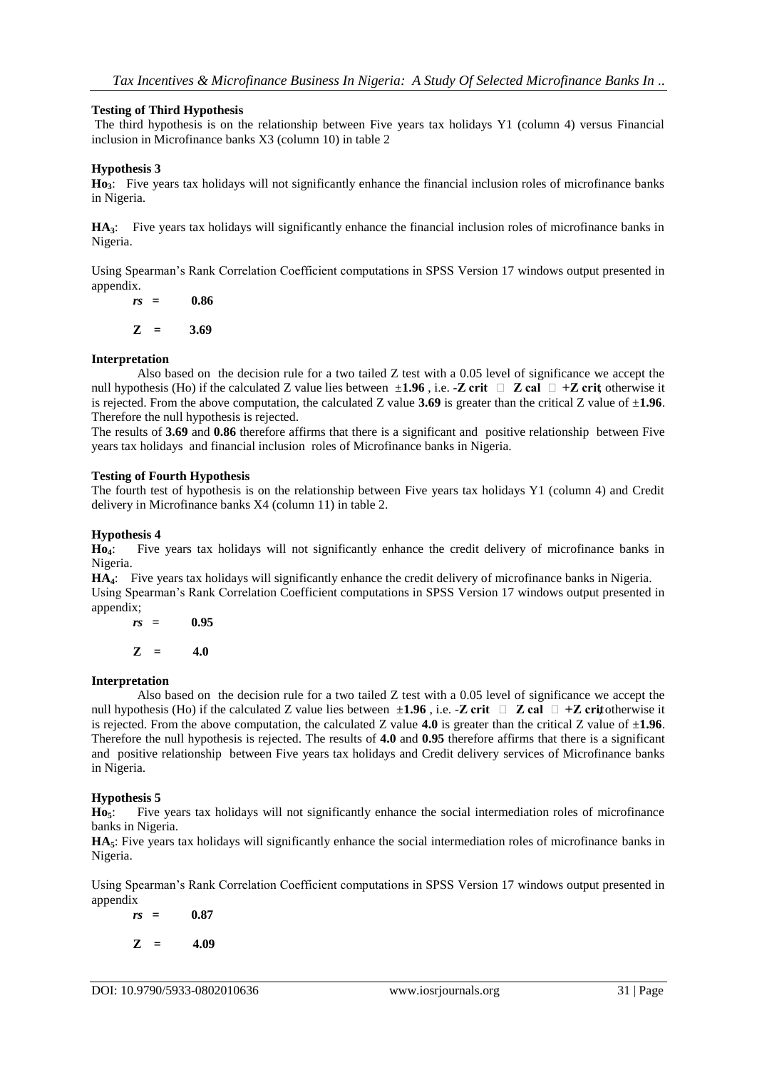**Testing of Third Hypothesis**

The third hypothesis is on the relationship between Five years tax holidays Y1 (column 4) versus Financial inclusion in Microfinance banks X3 (column 10) in table 2

**Hypothesis 3**

**$Ho_3$**: Five years tax holidays will not significantly enhance the financial inclusion roles of microfinance banks in Nigeria.

**$HA_3$**: Five years tax holidays will significantly enhance the financial inclusion roles of microfinance banks in Nigeria.

Using Spearman's Rank Correlation Coefficient computations in SPSS Version 17 windows output presented in appendix.

$$r_s = 0.86$$

$$Z = 3.69$$

**Interpretation**

Also based on the decision rule for a two tailed Z test with a 0.05 level of significance we accept the null hypothesis (Ho) if the calculated Z value lies between **±1.96** , i.e. **-Z crit** ≤ **Z cal** ≤ **+Z crit**, otherwise it is rejected. From the above computation, the calculated Z value **3.69** is greater than the critical Z value of **±1.96**. Therefore the null hypothesis is rejected.

The results of **3.69** and **0.86** therefore affirms that there is a significant and positive relationship between Five years tax holidays and financial inclusion roles of Microfinance banks in Nigeria.

**Testing of Fourth Hypothesis**

The fourth test of hypothesis is on the relationship between Five years tax holidays Y1 (column 4) and Credit delivery in Microfinance banks X4 (column 11) in table 2.

**Hypothesis 4**

**$Ho_4$**: Five years tax holidays will not significantly enhance the credit delivery of microfinance banks in Nigeria.

**$HA_4$**: Five years tax holidays will significantly enhance the credit delivery of microfinance banks in Nigeria.

Using Spearman's Rank Correlation Coefficient computations in SPSS Version 17 windows output presented in appendix;

$$r_s = 0.95$$

$$Z = 4.0$$

**Interpretation**

Also based on the decision rule for a two tailed Z test with a 0.05 level of significance we accept the null hypothesis (Ho) if the calculated Z value lies between **±1.96** , i.e. **-Z crit** ≤ **Z cal** ≤ **+Z crit** otherwise it is rejected. From the above computation, the calculated Z value **4.0** is greater than the critical Z value of **±1.96**. Therefore the null hypothesis is rejected. The results of **4.0** and **0.95** therefore affirms that there is a significant and positive relationship between Five years tax holidays and Credit delivery services of Microfinance banks in Nigeria.

**Hypothesis 5**

**$Ho_5$**: Five years tax holidays will not significantly enhance the social intermediation roles of microfinance banks in Nigeria.

**$HA_5$**: Five years tax holidays will significantly enhance the social intermediation roles of microfinance banks in Nigeria.

Using Spearman's Rank Correlation Coefficient computations in SPSS Version 17 windows output presented in appendix

$$r_s = 0.87$$

$$Z = 4.09$$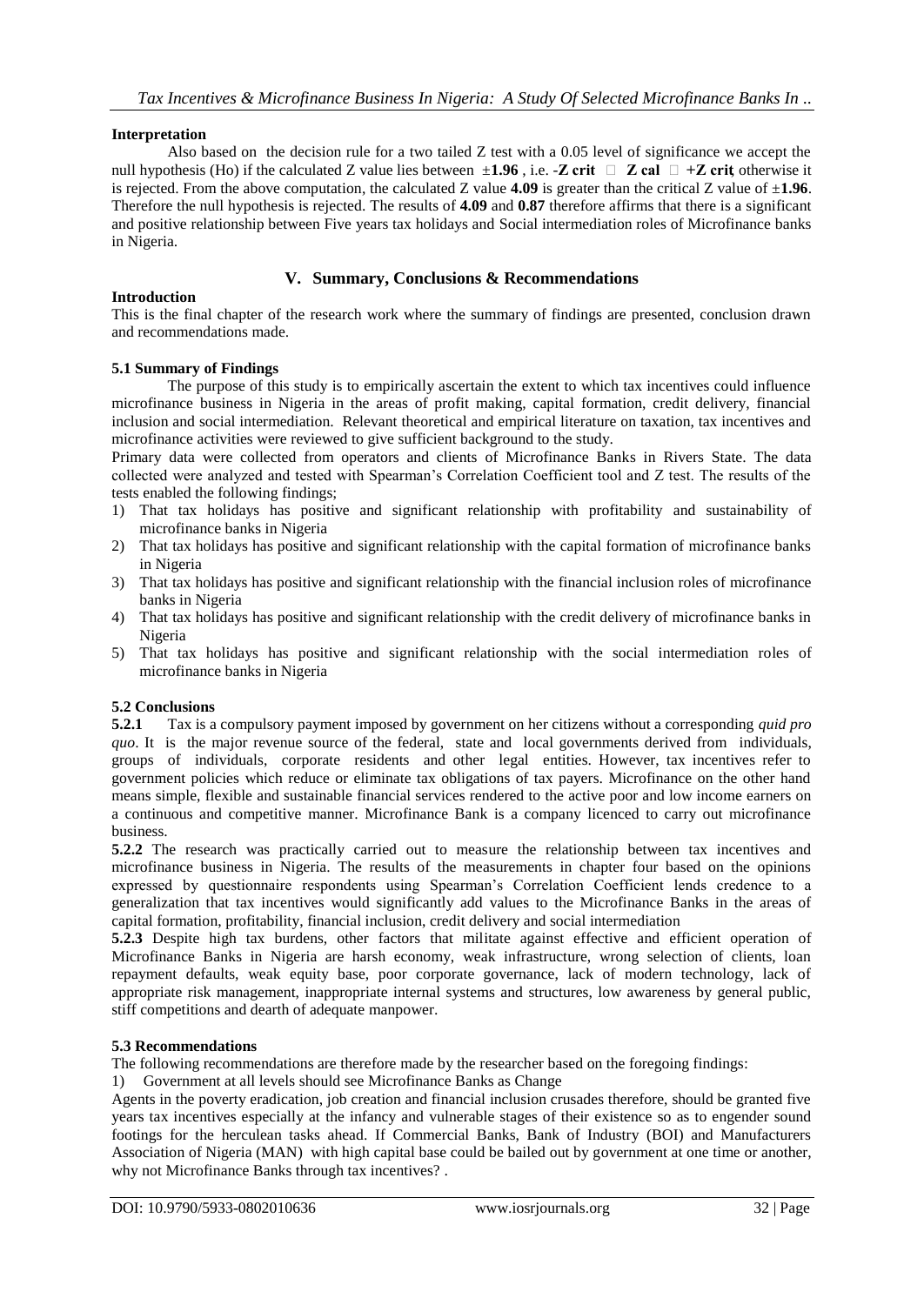**Interpretation**

Also based on the decision rule for a two tailed Z test with a 0.05 level of significance we accept the null hypothesis (Ho) if the calculated Z value lies between ±**1.96** , i.e. **-Z crit** $\leq$ **Z cal** $\leq$ **+Z crit**, otherwise it is rejected. From the above computation, the calculated Z value **4.09** is greater than the critical Z value of ±**1.96**. Therefore the null hypothesis is rejected. The results of **4.09** and **0.87** therefore affirms that there is a significant and positive relationship between Five years tax holidays and Social intermediation roles of Microfinance banks in Nigeria.

## V. Summary, Conclusions & Recommendations

**Introduction**

This is the final chapter of the research work where the summary of findings are presented, conclusion drawn and recommendations made.

### 5.1 Summary of Findings

The purpose of this study is to empirically ascertain the extent to which tax incentives could influence microfinance business in Nigeria in the areas of profit making, capital formation, credit delivery, financial inclusion and social intermediation. Relevant theoretical and empirical literature on taxation, tax incentives and microfinance activities were reviewed to give sufficient background to the study.

Primary data were collected from operators and clients of Microfinance Banks in Rivers State. The data collected were analyzed and tested with Spearman's Correlation Coefficient tool and Z test. The results of the tests enabled the following findings;

1) That tax holidays has positive and significant relationship with profitability and sustainability of microfinance banks in Nigeria
2) That tax holidays has positive and significant relationship with the capital formation of microfinance banks in Nigeria
3) That tax holidays has positive and significant relationship with the financial inclusion roles of microfinance banks in Nigeria
4) That tax holidays has positive and significant relationship with the credit delivery of microfinance banks in Nigeria
5) That tax holidays has positive and significant relationship with the social intermediation roles of microfinance banks in Nigeria

### 5.2 Conclusions

**5.2.1** Tax is a compulsory payment imposed by government on her citizens without a corresponding *quid pro quo*. It is the major revenue source of the federal, state and local governments derived from individuals, groups of individuals, corporate residents and other legal entities. However, tax incentives refer to government policies which reduce or eliminate tax obligations of tax payers. Microfinance on the other hand means simple, flexible and sustainable financial services rendered to the active poor and low income earners on a continuous and competitive manner. Microfinance Bank is a company licenced to carry out microfinance business.

**5.2.2** The research was practically carried out to measure the relationship between tax incentives and microfinance business in Nigeria. The results of the measurements in chapter four based on the opinions expressed by questionnaire respondents using Spearman's Correlation Coefficient lends credence to a generalization that tax incentives would significantly add values to the Microfinance Banks in the areas of capital formation, profitability, financial inclusion, credit delivery and social intermediation

**5.2.3** Despite high tax burdens, other factors that militate against effective and efficient operation of Microfinance Banks in Nigeria are harsh economy, weak infrastructure, wrong selection of clients, loan repayment defaults, weak equity base, poor corporate governance, lack of modern technology, lack of appropriate risk management, inappropriate internal systems and structures, low awareness by general public, stiff competitions and dearth of adequate manpower.

### 5.3 Recommendations

The following recommendations are therefore made by the researcher based on the foregoing findings:

1) Government at all levels should see Microfinance Banks as Change

Agents in the poverty eradication, job creation and financial inclusion crusades therefore, should be granted five years tax incentives especially at the infancy and vulnerable stages of their existence so as to engender sound footings for the herculean tasks ahead. If Commercial Banks, Bank of Industry (BOI) and Manufacturers Association of Nigeria (MAN) with high capital base could be bailed out by government at one time or another, why not Microfinance Banks through tax incentives? .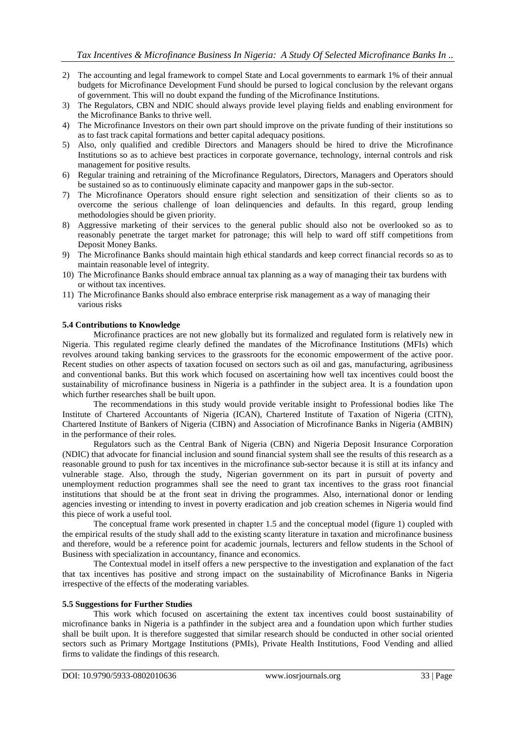2) The accounting and legal framework to compel State and Local governments to earmark 1% of their annual budgets for Microfinance Development Fund should be pursed to logical conclusion by the relevant organs of government. This will no doubt expand the funding of the Microfinance Institutions.
3) The Regulators, CBN and NDIC should always provide level playing fields and enabling environment for the Microfinance Banks to thrive well.
4) The Microfinance Investors on their own part should improve on the private funding of their institutions so as to fast track capital formations and better capital adequacy positions.
5) Also, only qualified and credible Directors and Managers should be hired to drive the Microfinance Institutions so as to achieve best practices in corporate governance, technology, internal controls and risk management for positive results.
6) Regular training and retraining of the Microfinance Regulators, Directors, Managers and Operators should be sustained so as to continuously eliminate capacity and manpower gaps in the sub-sector.
7) The Microfinance Operators should ensure right selection and sensitization of their clients so as to overcome the serious challenge of loan delinquencies and defaults. In this regard, group lending methodologies should be given priority.
8) Aggressive marketing of their services to the general public should also not be overlooked so as to reasonably penetrate the target market for patronage; this will help to ward off stiff competitions from Deposit Money Banks.
9) The Microfinance Banks should maintain high ethical standards and keep correct financial records so as to maintain reasonable level of integrity.
10) The Microfinance Banks should embrace annual tax planning as a way of managing their tax burdens with or without tax incentives.
11) The Microfinance Banks should also embrace enterprise risk management as a way of managing their various risks

### 5.4 Contributions to Knowledge

Microfinance practices are not new globally but its formalized and regulated form is relatively new in Nigeria. This regulated regime clearly defined the mandates of the Microfinance Institutions (MFIs) which revolves around taking banking services to the grassroots for the economic empowerment of the active poor. Recent studies on other aspects of taxation focused on sectors such as oil and gas, manufacturing, agribusiness and conventional banks. But this work which focused on ascertaining how well tax incentives could boost the sustainability of microfinance business in Nigeria is a pathfinder in the subject area. It is a foundation upon which further researches shall be built upon.

The recommendations in this study would provide veritable insight to Professional bodies like The Institute of Chartered Accountants of Nigeria (ICAN), Chartered Institute of Taxation of Nigeria (CITN), Chartered Institute of Bankers of Nigeria (CIBN) and Association of Microfinance Banks in Nigeria (AMBIN) in the performance of their roles.

Regulators such as the Central Bank of Nigeria (CBN) and Nigeria Deposit Insurance Corporation (NDIC) that advocate for financial inclusion and sound financial system shall see the results of this research as a reasonable ground to push for tax incentives in the microfinance sub-sector because it is still at its infancy and vulnerable stage. Also, through the study, Nigerian government on its part in pursuit of poverty and unemployment reduction programmes shall see the need to grant tax incentives to the grass root financial institutions that should be at the front seat in driving the programmes. Also, international donor or lending agencies investing or intending to invest in poverty eradication and job creation schemes in Nigeria would find this piece of work a useful tool.

The conceptual frame work presented in chapter 1.5 and the conceptual model (figure 1) coupled with the empirical results of the study shall add to the existing scanty literature in taxation and microfinance business and therefore, would be a reference point for academic journals, lecturers and fellow students in the School of Business with specialization in accountancy, finance and economics.

The Contextual model in itself offers a new perspective to the investigation and explanation of the fact that tax incentives has positive and strong impact on the sustainability of Microfinance Banks in Nigeria irrespective of the effects of the moderating variables.

### 5.5 Suggestions for Further Studies

This work which focused on ascertaining the extent tax incentives could boost sustainability of microfinance banks in Nigeria is a pathfinder in the subject area and a foundation upon which further studies shall be built upon. It is therefore suggested that similar research should be conducted in other social oriented sectors such as Primary Mortgage Institutions (PMIs), Private Health Institutions, Food Vending and allied firms to validate the findings of this research.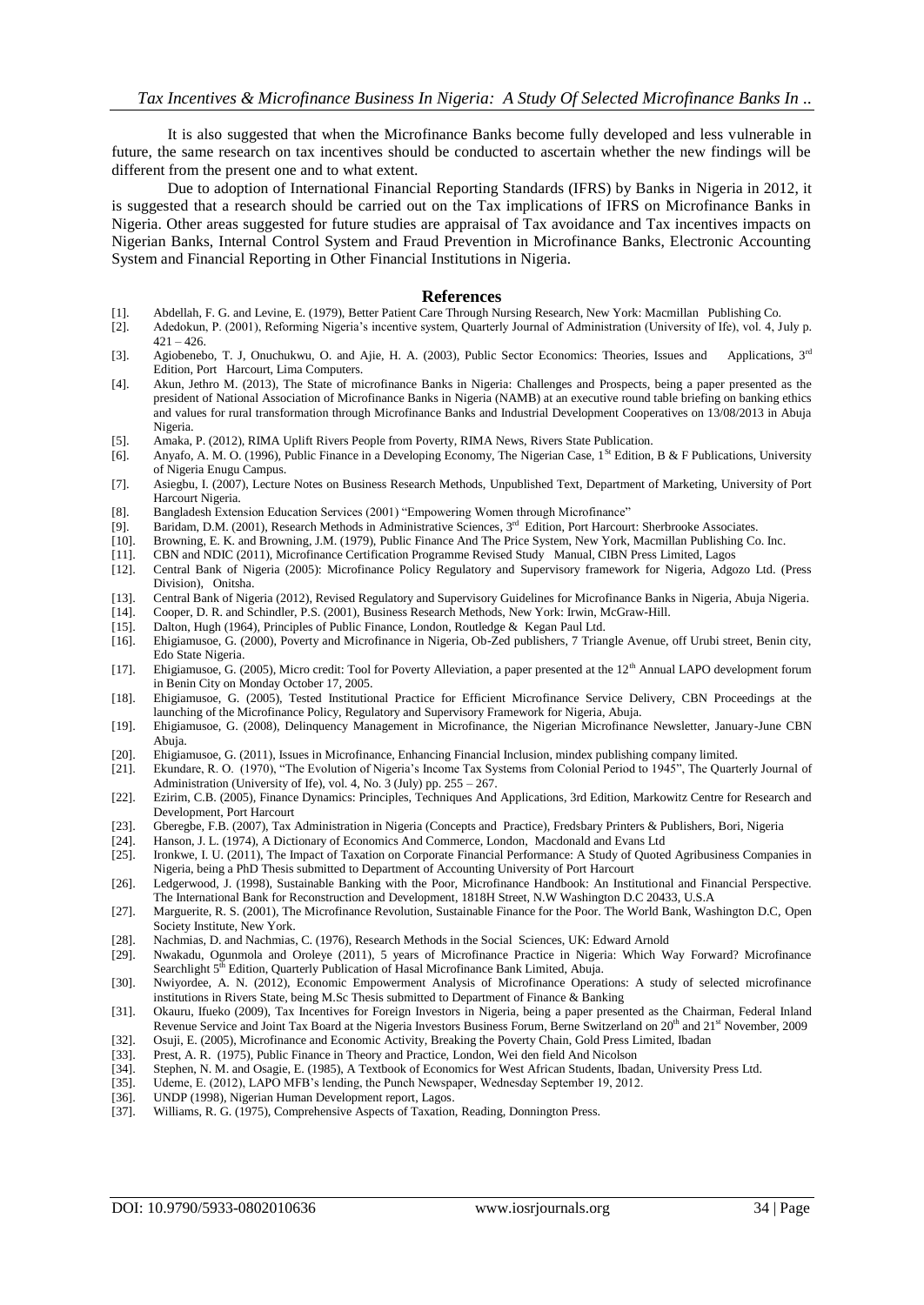It is also suggested that when the Microfinance Banks become fully developed and less vulnerable in future, the same research on tax incentives should be conducted to ascertain whether the new findings will be different from the present one and to what extent.

Due to adoption of International Financial Reporting Standards (IFRS) by Banks in Nigeria in 2012, it is suggested that a research should be carried out on the Tax implications of IFRS on Microfinance Banks in Nigeria. Other areas suggested for future studies are appraisal of Tax avoidance and Tax incentives impacts on Nigerian Banks, Internal Control System and Fraud Prevention in Microfinance Banks, Electronic Accounting System and Financial Reporting in Other Financial Institutions in Nigeria.

## References

[1]. Abdellah, F. G. and Levine, E. (1979), Better Patient Care Through Nursing Research, New York: Macmillan Publishing Co.

[2]. Adedokun, P. (2001), Reforming Nigeria's incentive system, Quarterly Journal of Administration (University of Ife), vol. 4, July p. 421 – 426.

[3]. Agiobenebo, T. J, Onuchukwu, O. and Ajie, H. A. (2003), Public Sector Economics: Theories, Issues and Applications, 3rd Edition, Port Harcourt, Lima Computers.

[4]. Akun, Jethro M. (2013), The State of microfinance Banks in Nigeria: Challenges and Prospects, being a paper presented as the president of National Association of Microfinance Banks in Nigeria (NAMB) at an executive round table briefing on banking ethics and values for rural transformation through Microfinance Banks and Industrial Development Cooperatives on 13/08/2013 in Abuja Nigeria.

[5]. Amaka, P. (2012), RIMA Uplift Rivers People from Poverty, RIMA News, Rivers State Publication.

[6]. Anyafo, A. M. O. (1996), Public Finance in a Developing Economy, The Nigerian Case, 1St Edition, B & F Publications, University of Nigeria Enugu Campus.

[7]. Asiegbu, I. (2007), Lecture Notes on Business Research Methods, Unpublished Text, Department of Marketing, University of Port Harcourt Nigeria.

[8]. Bangladesh Extension Education Services (2001) "Empowering Women through Microfinance"

[9]. Baridam, D.M. (2001), Research Methods in Administrative Sciences, 3rd Edition, Port Harcourt: Sherbrooke Associates.

[10]. Browning, E. K. and Browning, J.M. (1979), Public Finance And The Price System, New York, Macmillan Publishing Co. Inc.

[11]. CBN and NDIC (2011), Microfinance Certification Programme Revised Study Manual, CIBN Press Limited, Lagos

[12]. Central Bank of Nigeria (2005): Microfinance Policy Regulatory and Supervisory framework for Nigeria, Adgozo Ltd. (Press Division), Onitsha.

[13]. Central Bank of Nigeria (2012), Revised Regulatory and Supervisory Guidelines for Microfinance Banks in Nigeria, Abuja Nigeria.

[14]. Cooper, D. R. and Schindler, P.S. (2001), Business Research Methods, New York: Irwin, McGraw-Hill.

[15]. Dalton, Hugh (1964), Principles of Public Finance, London, Routledge & Kegan Paul Ltd.

[16]. Ehigiamusoe, G. (2000), Poverty and Microfinance in Nigeria, Ob-Zed publishers, 7 Triangle Avenue, off Urubi street, Benin city, Edo State Nigeria.

[17]. Ehigiamusoe, G. (2005), Micro credit: Tool for Poverty Alleviation, a paper presented at the 12th Annual LAPO development forum in Benin City on Monday October 17, 2005.

[18]. Ehigiamusoe, G. (2005), Tested Institutional Practice for Efficient Microfinance Service Delivery, CBN Proceedings at the launching of the Microfinance Policy, Regulatory and Supervisory Framework for Nigeria, Abuja.

[19]. Ehigiamusoe, G. (2008), Delinquency Management in Microfinance, the Nigerian Microfinance Newsletter, January-June CBN Abuja.

[20]. Ehigiamusoe, G. (2011), Issues in Microfinance, Enhancing Financial Inclusion, mindex publishing company limited.

[21]. Ekundare, R. O. (1970), "The Evolution of Nigeria's Income Tax Systems from Colonial Period to 1945", The Quarterly Journal of Administration (University of Ife), vol. 4, No. 3 (July) pp. 255 – 267.

[22]. Ezirim, C.B. (2005), Finance Dynamics: Principles, Techniques And Applications, 3rd Edition, Markowitz Centre for Research and Development, Port Harcourt

[23]. Gberegbe, F.B. (2007), Tax Administration in Nigeria (Concepts and Practice), Fredsbary Printers & Publishers, Bori, Nigeria

[24]. Hanson, J. L. (1974), A Dictionary of Economics And Commerce, London, Macdonald and Evans Ltd

[25]. Ironkwe, I. U. (2011), The Impact of Taxation on Corporate Financial Performance: A Study of Quoted Agribusiness Companies in Nigeria, being a PhD Thesis submitted to Department of Accounting University of Port Harcourt

[26]. Ledgerwood, J. (1998), Sustainable Banking with the Poor, Microfinance Handbook: An Institutional and Financial Perspective. The International Bank for Reconstruction and Development, 1818H Street, N.W Washington D.C 20433, U.S.A

[27]. Marguerite, R. S. (2001), The Microfinance Revolution, Sustainable Finance for the Poor. The World Bank, Washington D.C, Open Society Institute, New York.

[28]. Nachmias, D. and Nachmias, C. (1976), Research Methods in the Social Sciences, UK: Edward Arnold

[29]. Nwakadu, Ogunmola and Oroleye (2011), 5 years of Microfinance Practice in Nigeria: Which Way Forward? Microfinance Searchlight 5th Edition, Quarterly Publication of Hasal Microfinance Bank Limited, Abuja.

[30]. Nwiyordee, A. N. (2012), Economic Empowerment Analysis of Microfinance Operations: A study of selected microfinance institutions in Rivers State, being M.Sc Thesis submitted to Department of Finance & Banking

[31]. Okauru, Ifueko (2009), Tax Incentives for Foreign Investors in Nigeria, being a paper presented as the Chairman, Federal Inland Revenue Service and Joint Tax Board at the Nigeria Investors Business Forum, Berne Switzerland on 20th and 21st November, 2009

[32]. Osuji, E. (2005), Microfinance and Economic Activity, Breaking the Poverty Chain, Gold Press Limited, Ibadan

[33]. Prest, A. R. (1975), Public Finance in Theory and Practice, London, Wei den field And Nicolson

[34]. Stephen, N. M. and Osagie, E. (1985), A Textbook of Economics for West African Students, Ibadan, University Press Ltd.

[35]. Udeme, E. (2012), LAPO MFB's lending, the Punch Newspaper, Wednesday September 19, 2012.

[36]. UNDP (1998), Nigerian Human Development report, Lagos.

[37]. Williams, R. G. (1975), Comprehensive Aspects of Taxation, Reading, Donnington Press.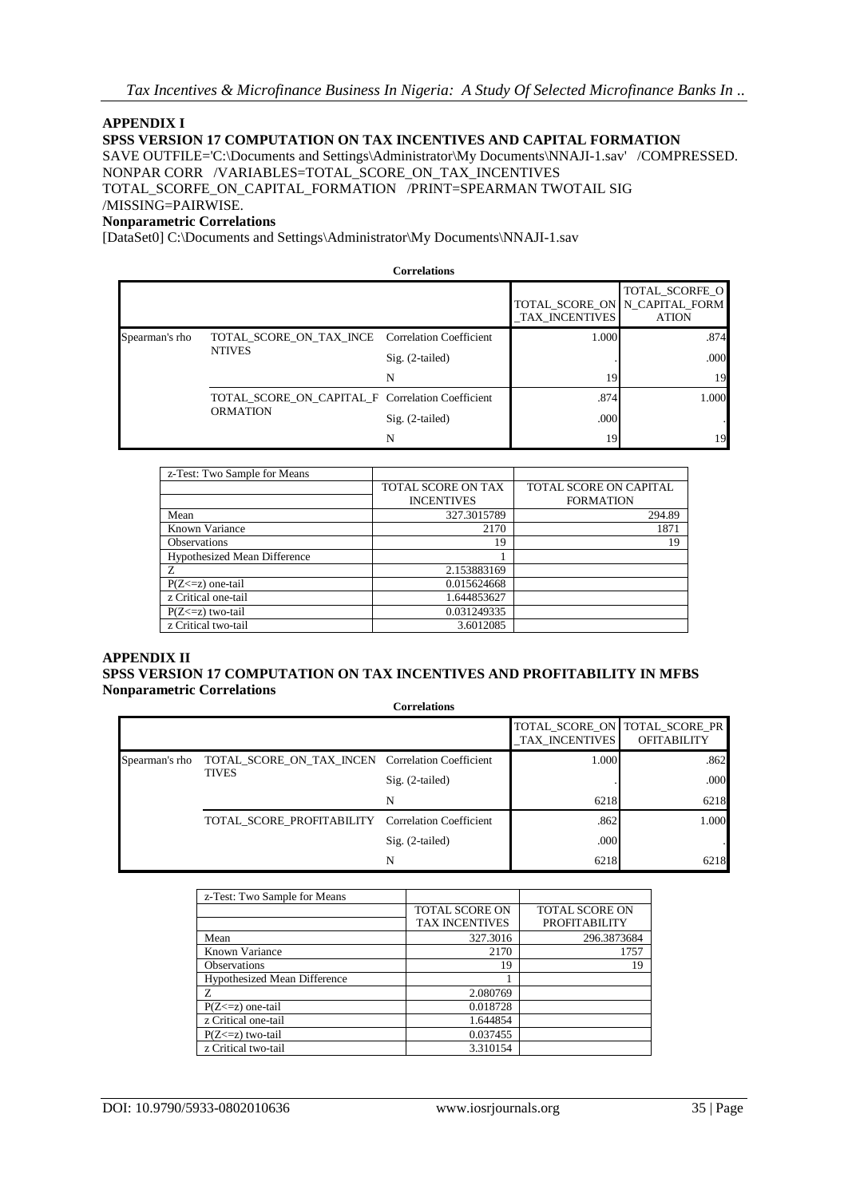## APPENDIX I

### SPSS VERSION 17 COMPUTATION ON TAX INCENTIVES AND CAPITAL FORMATION

```
SAVE OUTFILE='C:\Documents and Settings\Administrator\My Documents\NNAJI-1.sav' /COMPRESSED.
NONPAR CORR /VARIABLES=TOTAL_SCORE_ON_TAX_INCENTIVES
TOTAL_SCORFE_ON_CAPITAL_FORMATION /PRINT=SPEARMAN TWOTAIL SIG
/MISSING=PAIRWISE.
```

**Nonparametric Correlations**

[DataSet0] C:\Documents and Settings\Administrator\My Documents\NNAJI-1.sav

**Correlations**

| | | | TOTAL_SCORE_ON_TAX_INCENTIVES | TOTAL_SCORFE_ON_CAPITAL_FORMATION |
|---|---|---|---|---|
| Spearman's rho | TOTAL_SCORE_ON_TAX_INCENTIVES | Correlation Coefficient | 1.000 | .874 |
| | | Sig. (2-tailed) | . | .000 |
| | | N | 19 | 19 |
| | TOTAL_SCORE_ON_CAPITAL_FORMATION | Correlation Coefficient | .874 | 1.000 |
| | | Sig. (2-tailed) | .000 | . |
| | | N | 19 | 19 |

| z-Test: Two Sample for Means | | |
|---|---|---|
| | TOTAL SCORE ON TAX INCENTIVES | TOTAL SCORE ON CAPITAL FORMATION |
| Mean | 327.3015789 | 294.89 |
| Known Variance | 2170 | 1871 |
| Observations | 19 | 19 |
| Hypothesized Mean Difference | 1 | |
| Z | 2.153883169 | |
| P(Z<=z) one-tail | 0.015624668 | |
| z Critical one-tail | 1.644853627 | |
| P(Z<=z) two-tail | 0.031249335 | |
| z Critical two-tail | 3.6012085 | |

## APPENDIX II

### SPSS VERSION 17 COMPUTATION ON TAX INCENTIVES AND PROFITABILITY IN MFBS

**Nonparametric Correlations**

**Correlations**

| | | | TOTAL_SCORE_ON_TAX_INCENTIVES | TOTAL_SCORE_PROFITABILITY |
|---|---|---|---|---|
| Spearman's rho | TOTAL_SCORE_ON_TAX_INCENTIVES | Correlation Coefficient | 1.000 | .862 |
| | | Sig. (2-tailed) | . | .000 |
| | | N | 6218 | 6218 |
| | TOTAL_SCORE_PROFITABILITY | Correlation Coefficient | .862 | 1.000 |
| | | Sig. (2-tailed) | .000 | . |
| | | N | 6218 | 6218 |

| z-Test: Two Sample for Means | | |
|---|---|---|
| | TOTAL SCORE ON TAX INCENTIVES | TOTAL SCORE ON PROFITABILITY |
| Mean | 327.3016 | 296.3873684 |
| Known Variance | 2170 | 1757 |
| Observations | 19 | 19 |
| Hypothesized Mean Difference | 1 | |
| Z | 2.080769 | |
| P(Z<=z) one-tail | 0.018728 | |
| z Critical one-tail | 1.644854 | |
| P(Z<=z) two-tail | 0.037455 | |
| z Critical two-tail | 3.310154 | |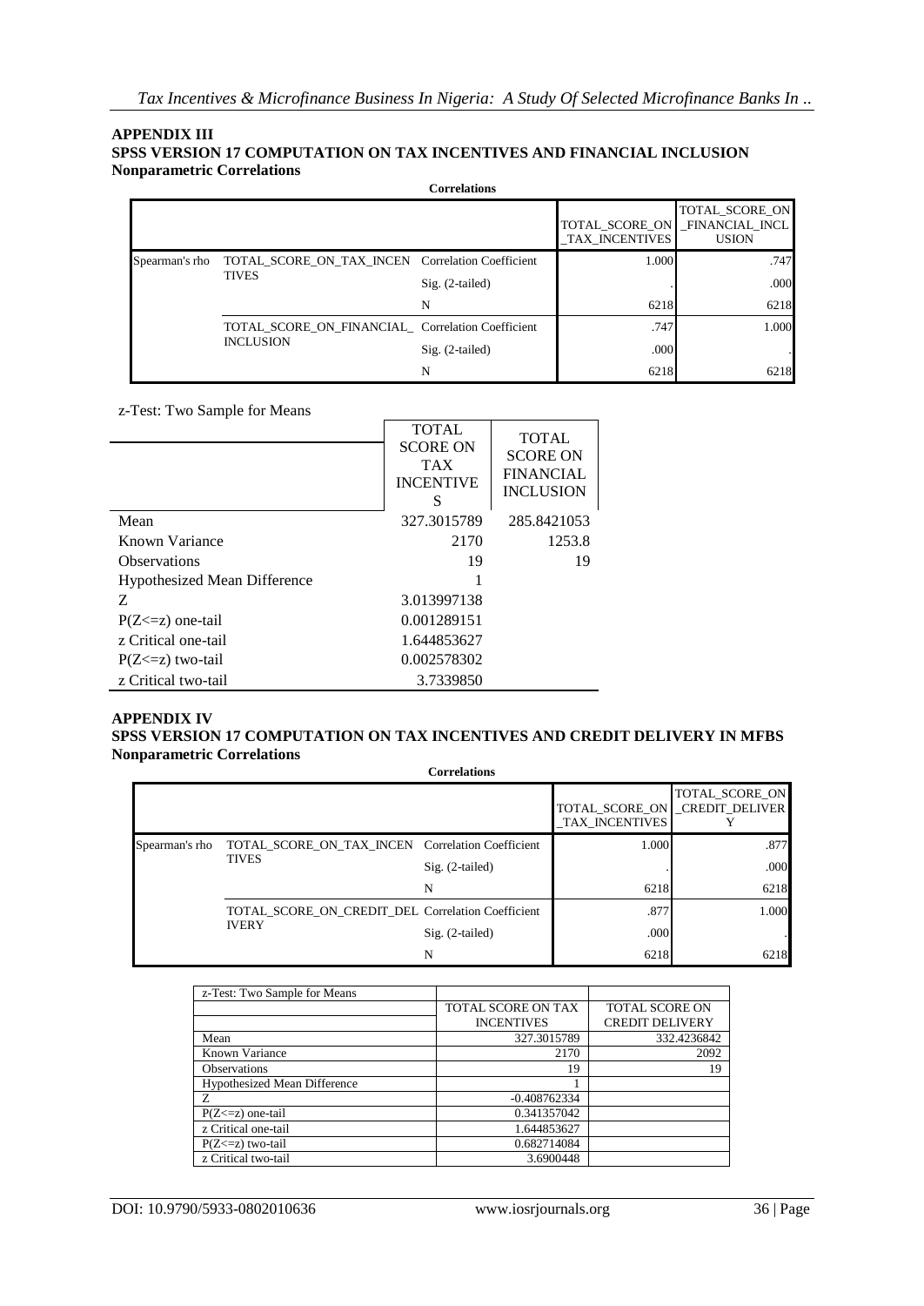## APPENDIX III

### SPSS VERSION 17 COMPUTATION ON TAX INCENTIVES AND FINANCIAL INCLUSION

### Nonparametric Correlations

**Correlations**

| | | | TOTAL_SCORE_ON _TAX_INCENTIVES | TOTAL_SCORE_ON _FINANCIAL_INCL USION |
|---|---|---|---|---|
| Spearman's rho | TOTAL_SCORE_ON_TAX_INCEN TIVES | Correlation Coefficient | 1.000 | .747 |
| | | Sig. (2-tailed) | . | .000 |
| | | N | 6218 | 6218 |
| | TOTAL_SCORE_ON_FINANCIAL_ INCLUSION | Correlation Coefficient | .747 | 1.000 |
| | | Sig. (2-tailed) | .000 | . |
| | | N | 6218 | 6218 |

z-Test: Two Sample for Means

| | TOTAL SCORE ON TAX INCENTIVES | TOTAL SCORE ON FINANCIAL INCLUSION |
|---|---|---|
| Mean | 327.3015789 | 285.8421053 |
| Known Variance | 2170 | 1253.8 |
| Observations | 19 | 19 |
| Hypothesized Mean Difference | 1 | |
| Z | 3.013997138 | |
| P(Z<=z) one-tail | 0.001289151 | |
| z Critical one-tail | 1.644853627 | |
| P(Z<=z) two-tail | 0.002578302 | |
| z Critical two-tail | 3.7339850 | |

## APPENDIX IV

### SPSS VERSION 17 COMPUTATION ON TAX INCENTIVES AND CREDIT DELIVERY IN MFBS

### Nonparametric Correlations

**Correlations**

| | | | TOTAL_SCORE_ON _TAX_INCENTIVES | TOTAL_SCORE_ON _CREDIT_DELIVER Y |
|---|---|---|---|---|
| Spearman's rho | TOTAL_SCORE_ON_TAX_INCEN TIVES | Correlation Coefficient | 1.000 | .877 |
| | | Sig. (2-tailed) | . | .000 |
| | | N | 6218 | 6218 |
| | TOTAL_SCORE_ON_CREDIT_DEL IVERY | Correlation Coefficient | .877 | 1.000 |
| | | Sig. (2-tailed) | .000 | . |
| | | N | 6218 | 6218 |

| z-Test: Two Sample for Means | | |
|---|---|---|
| | TOTAL SCORE ON TAX INCENTIVES | TOTAL SCORE ON CREDIT DELIVERY |
| Mean | 327.3015789 | 332.4236842 |
| Known Variance | 2170 | 2092 |
| Observations | 19 | 19 |
| Hypothesized Mean Difference | 1 | |
| Z | -0.408762334 | |
| P(Z<=z) one-tail | 0.341357042 | |
| z Critical one-tail | 1.644853627 | |
| P(Z<=z) two-tail | 0.682714084 | |
| z Critical two-tail | 3.6900448 | |